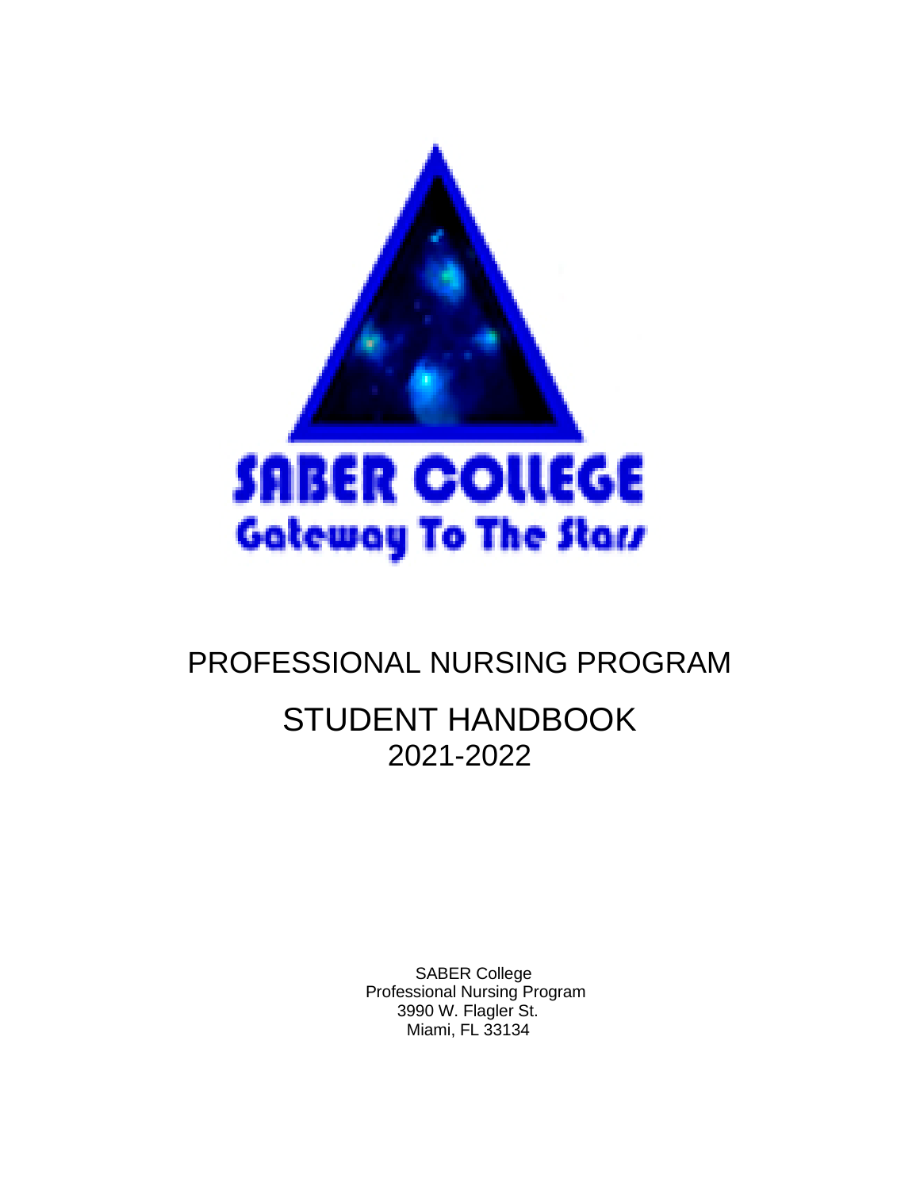SABER COLLEGE

Gateway To The Stars

# PROFESSIONAL NURSING PROGRAM

# STUDENT HANDBOOK

## 2021-2022

SABER College
Professional Nursing Program
3990 W. Flagler St.
Miami, FL 33134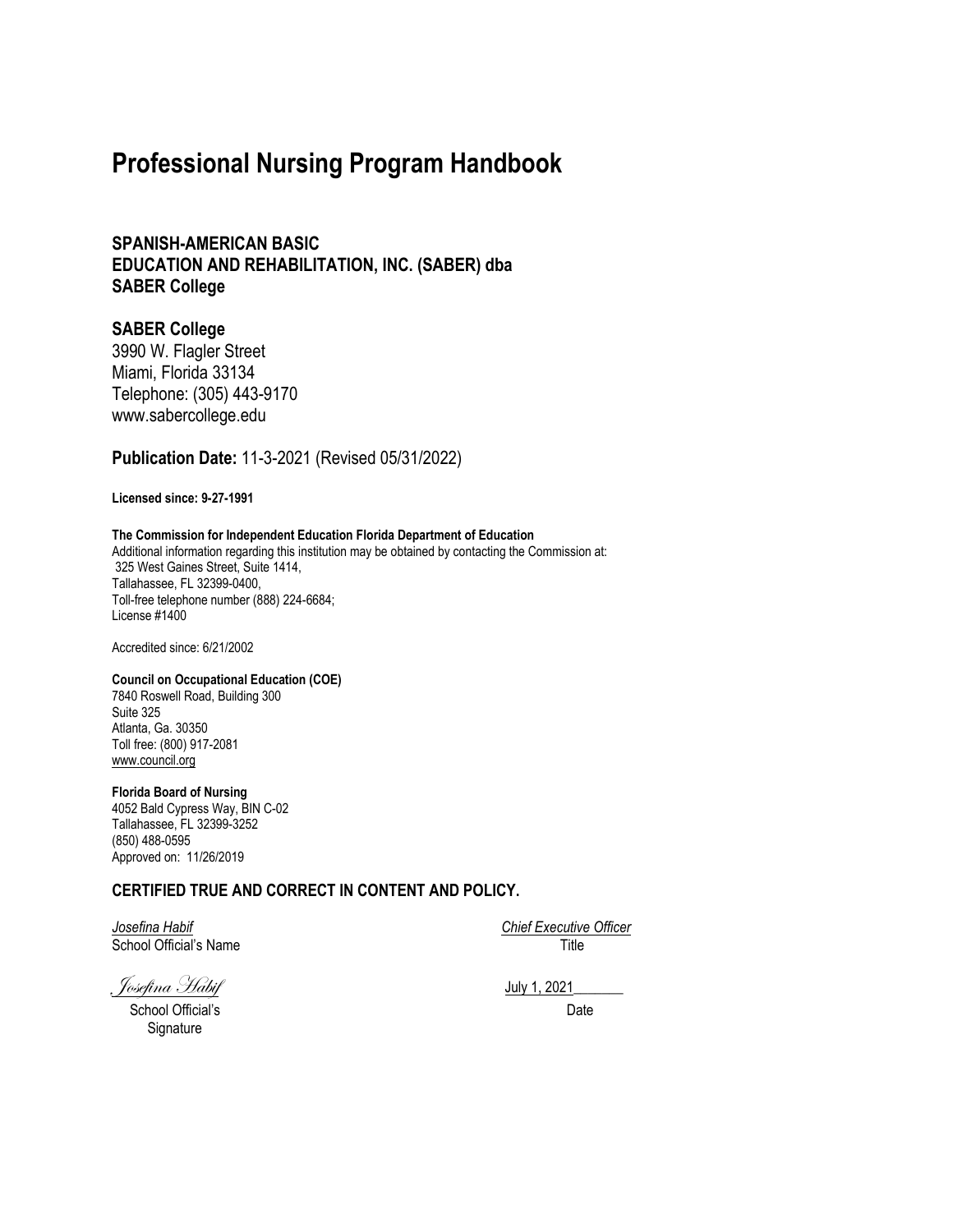# Professional Nursing Program Handbook

### SPANISH-AMERICAN BASIC EDUCATION AND REHABILITATION, INC. (SABER) dba SABER College

### SABER College

3990 W. Flagler Street
Miami, Florida 33134
Telephone: (305) 443-9170
www.sabercollege.edu

**Publication Date:** 11-3-2021 (Revised 05/31/2022)

**Licensed since: 9-27-1991**

**The Commission for Independent Education Florida Department of Education**
Additional information regarding this institution may be obtained by contacting the Commission at:
325 West Gaines Street, Suite 1414,
Tallahassee, FL 32399-0400,
Toll-free telephone number (888) 224-6684;
License #1400

Accredited since: 6/21/2002

**Council on Occupational Education (COE)**
7840 Roswell Road, Building 300
Suite 325
Atlanta, Ga. 30350
Toll free: (800) 917-2081
www.council.org

**Florida Board of Nursing**
4052 Bald Cypress Way, BIN C-02
Tallahassee, FL 32399-3252
(850) 488-0595
Approved on: 11/26/2019

### CERTIFIED TRUE AND CORRECT IN CONTENT AND POLICY.

| | |
|---|---|
| *Josefina Habif* | *Chief Executive Officer* |
| School Official's Name | Title |
| *Josefina Habif* | July 1, 2021 |
| School Official's Signature | Date |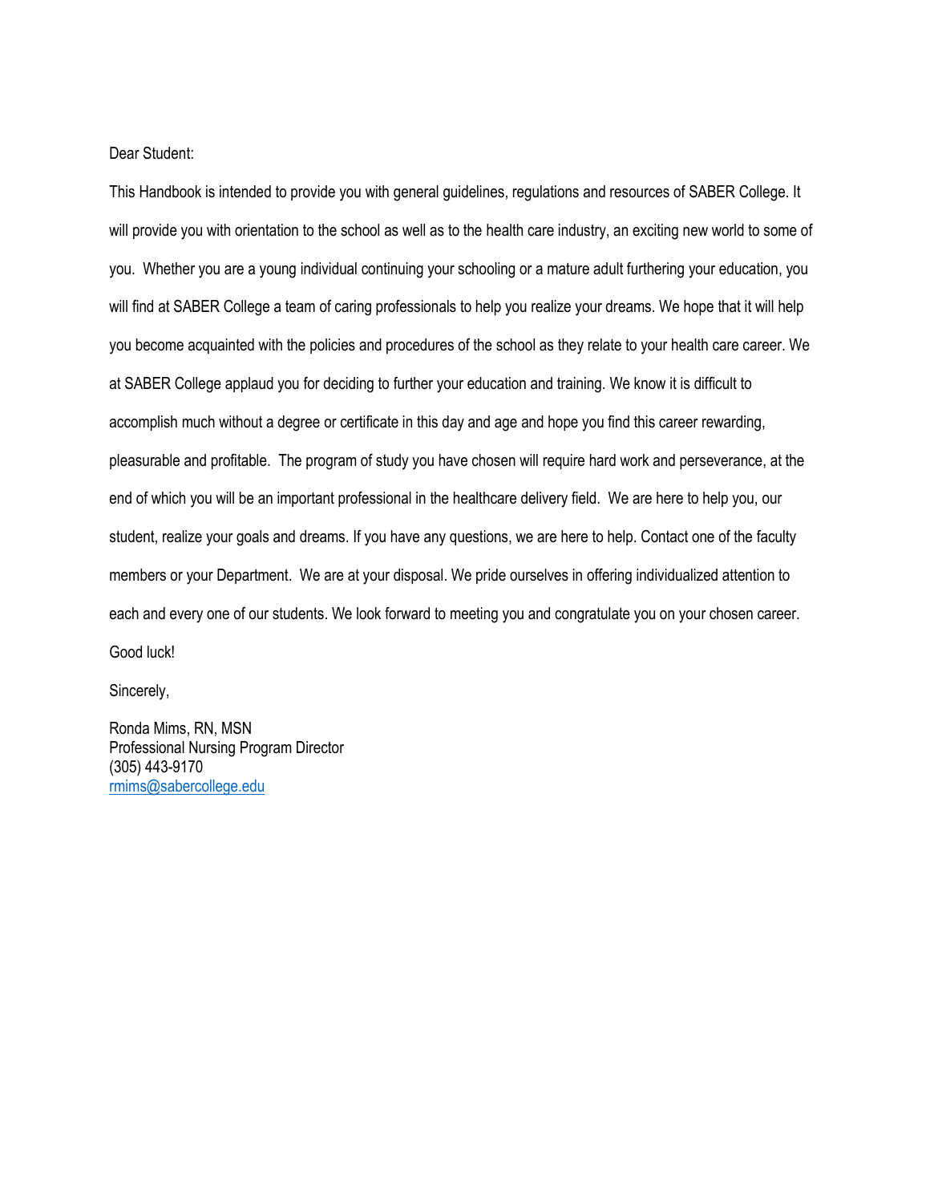Dear Student:

This Handbook is intended to provide you with general guidelines, regulations and resources of SABER College. It will provide you with orientation to the school as well as to the health care industry, an exciting new world to some of you. Whether you are a young individual continuing your schooling or a mature adult furthering your education, you will find at SABER College a team of caring professionals to help you realize your dreams. We hope that it will help you become acquainted with the policies and procedures of the school as they relate to your health care career. We at SABER College applaud you for deciding to further your education and training. We know it is difficult to accomplish much without a degree or certificate in this day and age and hope you find this career rewarding, pleasurable and profitable. The program of study you have chosen will require hard work and perseverance, at the end of which you will be an important professional in the healthcare delivery field. We are here to help you, our student, realize your goals and dreams. If you have any questions, we are here to help. Contact one of the faculty members or your Department. We are at your disposal. We pride ourselves in offering individualized attention to each and every one of our students. We look forward to meeting you and congratulate you on your chosen career.

Good luck!

Sincerely,

Ronda Mims, RN, MSN  
Professional Nursing Program Director  
(305) 443-9170  
rmims@sabercollege.edu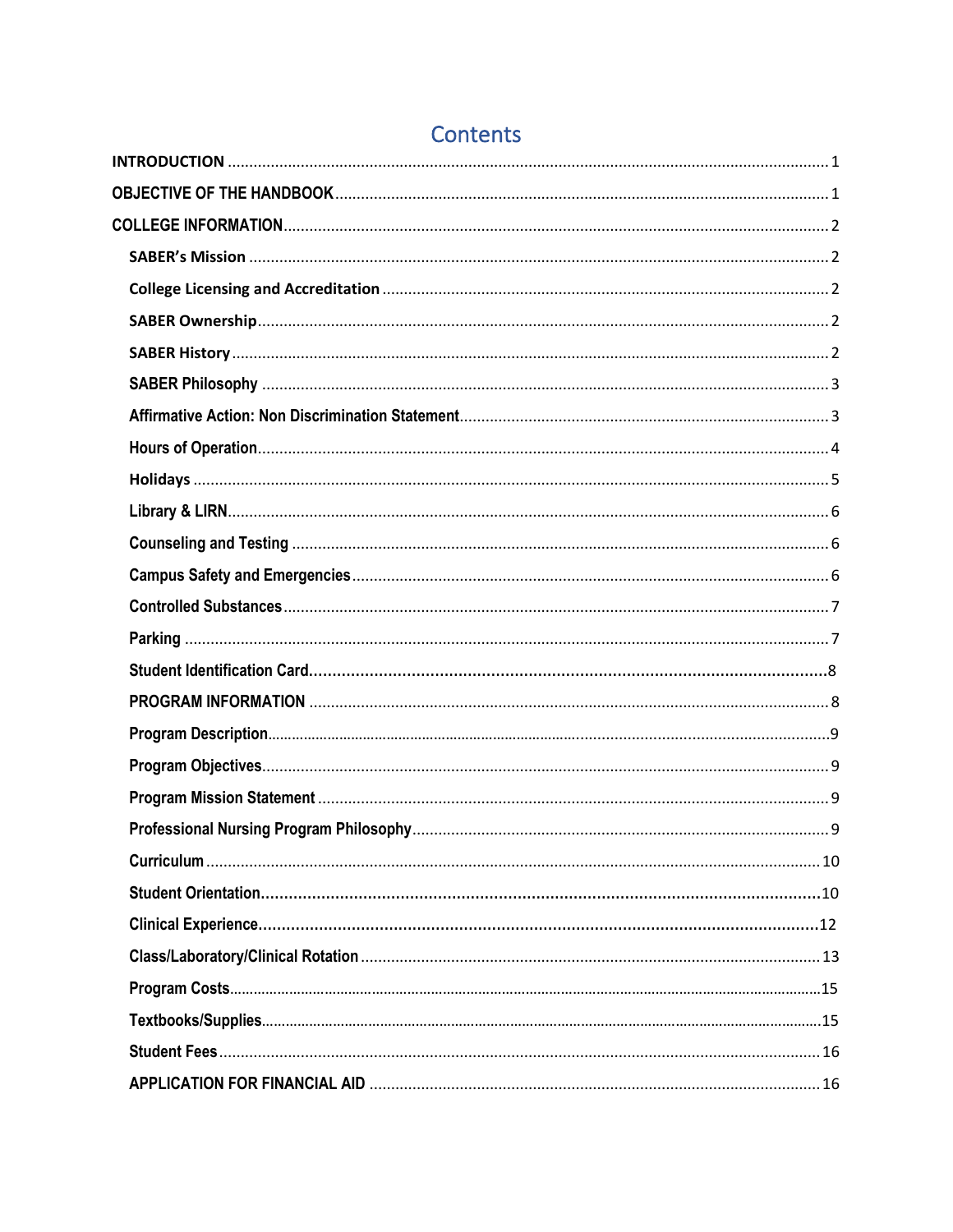# Contents

**INTRODUCTION** .......... 1

**OBJECTIVE OF THE HANDBOOK** .......... 1

**COLLEGE INFORMATION** .......... 2

- **SABER's Mission** .......... 2
- **College Licensing and Accreditation** .......... 2
- **SABER Ownership** .......... 2
- **SABER History** .......... 2
- **SABER Philosophy** .......... 3
- **Affirmative Action: Non Discrimination Statement** .......... 3
- **Hours of Operation** .......... 4
- **Holidays** .......... 5
- **Library & LIRN** .......... 6
- **Counseling and Testing** .......... 6
- **Campus Safety and Emergencies** .......... 6
- **Controlled Substances** .......... 7
- **Parking** .......... 7
- **Student Identification Card** .......... 8
- **PROGRAM INFORMATION** .......... 8
- **Program Description** .......... 9
- **Program Objectives** .......... 9
- **Program Mission Statement** .......... 9
- **Professional Nursing Program Philosophy** .......... 9
- **Curriculum** .......... 10
- **Student Orientation** .......... 10
- **Clinical Experience** .......... 12
- **Class/Laboratory/Clinical Rotation** .......... 13
- **Program Costs** .......... 15
- **Textbooks/Supplies** .......... 15
- **Student Fees** .......... 16
- **APPLICATION FOR FINANCIAL AID** .......... 16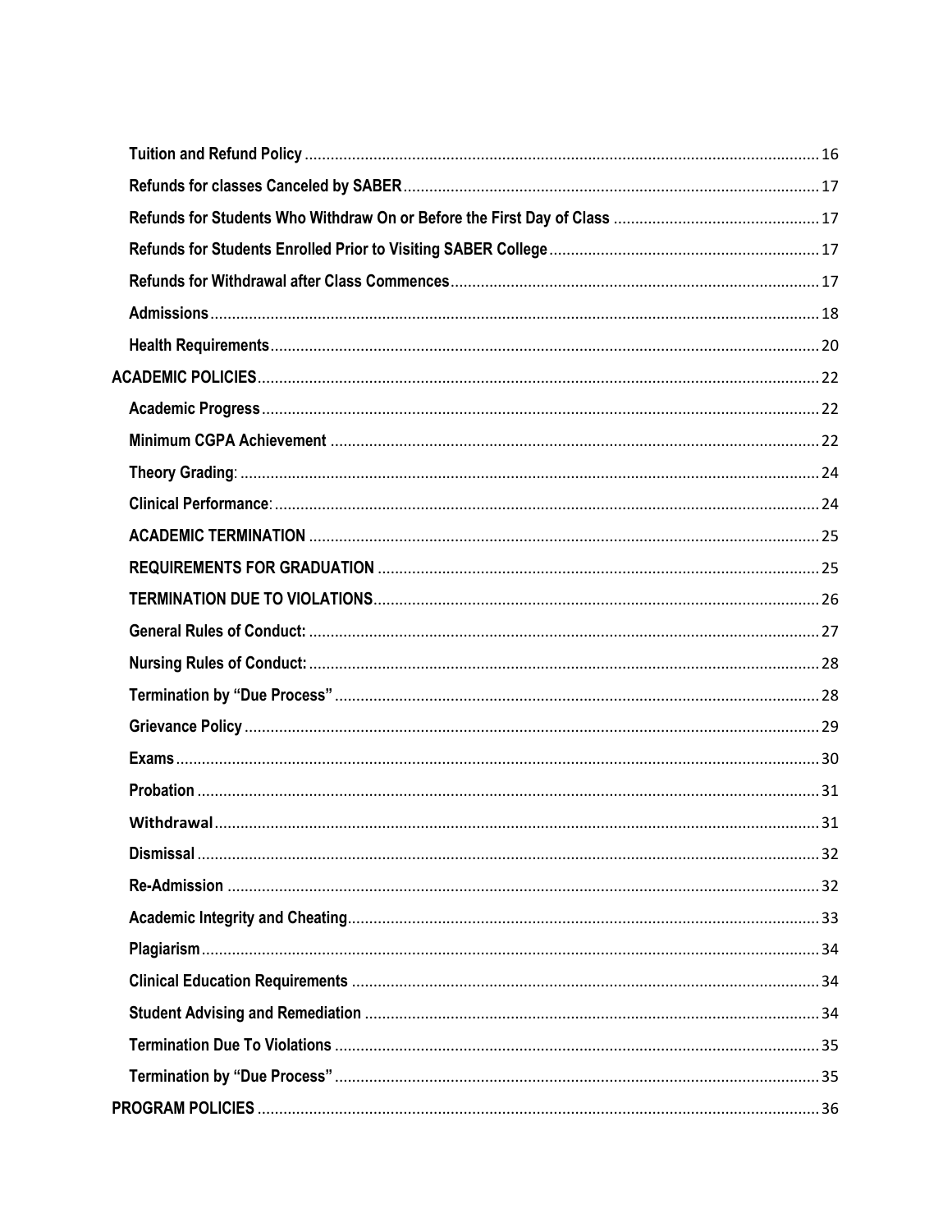**Tuition and Refund Policy** ........................................................................................................ 16

**Refunds for classes Canceled by SABER** ................................................................................. 17

**Refunds for Students Who Withdraw On or Before the First Day of Class** ............................................. 17

**Refunds for Students Enrolled Prior to Visiting SABER College** ............................................................. 17

**Refunds for Withdrawal after Class Commences** ...................................................................................... 17

**Admissions** ............................................................................................................................................. 18

**Health Requirements** .............................................................................................................................. 20

**ACADEMIC POLICIES** ............................................................................................................................ 22

**Academic Progress** ................................................................................................................................. 22

**Minimum CGPA Achievement** ............................................................................................................... 22

**Theory Grading**: ...................................................................................................................................... 24

**Clinical Performance**: .............................................................................................................................. 24

**ACADEMIC TERMINATION** ..................................................................................................................... 25

**REQUIREMENTS FOR GRADUATION** ..................................................................................................... 25

**TERMINATION DUE TO VIOLATIONS** ...................................................................................................... 26

**General Rules of Conduct:** ...................................................................................................................... 27

**Nursing Rules of Conduct:** ...................................................................................................................... 28

**Termination by "Due Process"** ................................................................................................................ 28

**Grievance Policy** ..................................................................................................................................... 29

**Exams** ..................................................................................................................................................... 30

**Probation** ................................................................................................................................................ 31

**Withdrawal** ............................................................................................................................................. 31

**Dismissal** ................................................................................................................................................ 32

**Re-Admission** ......................................................................................................................................... 32

**Academic Integrity and Cheating** ............................................................................................................. 33

**Plagiarism** ............................................................................................................................................... 34

**Clinical Education Requirements** ............................................................................................................ 34

**Student Advising and Remediation** ......................................................................................................... 34

**Termination Due To Violations** ................................................................................................................ 35

**Termination by "Due Process"** ................................................................................................................ 35

**PROGRAM POLICIES** .............................................................................................................................. 36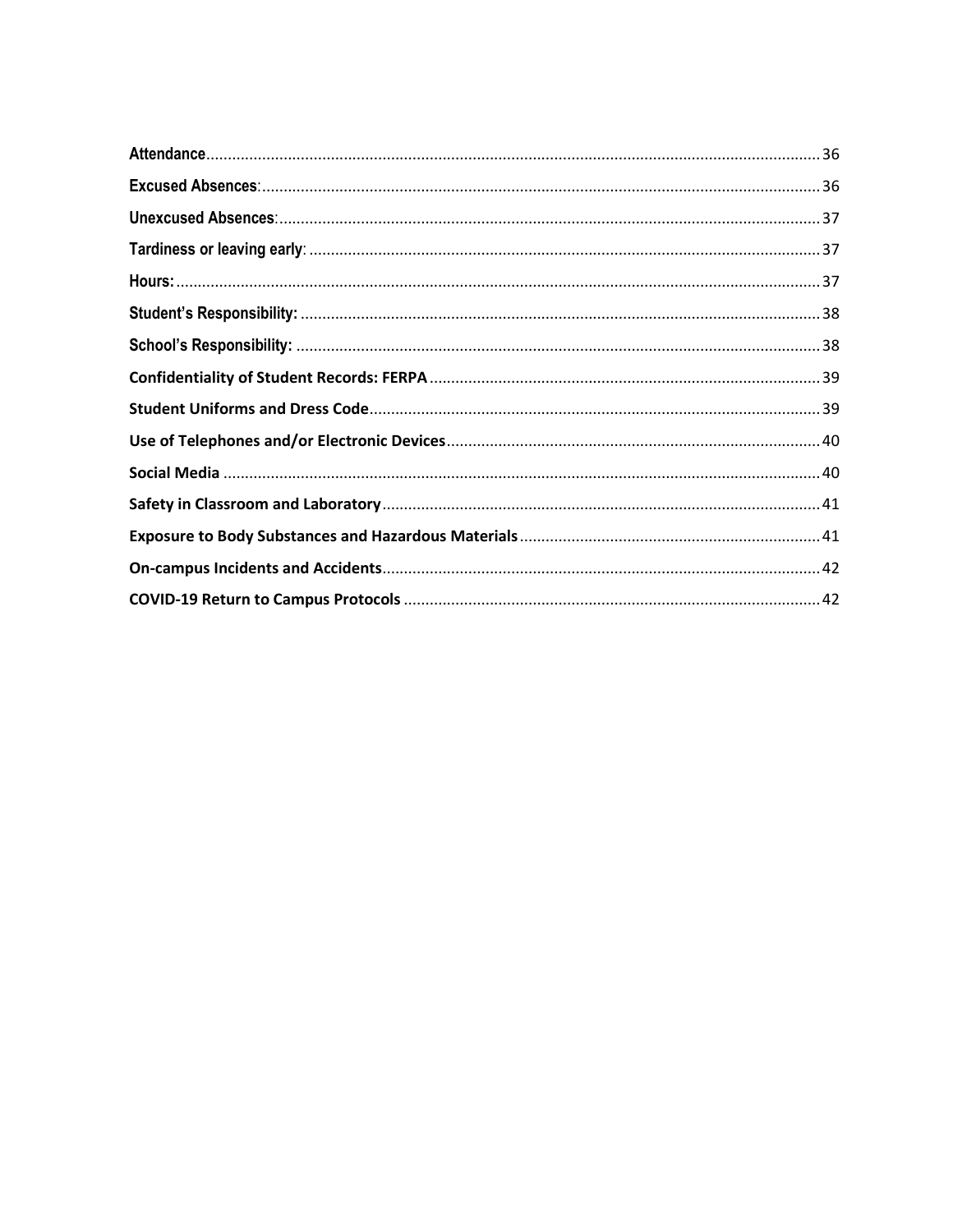**Attendance** ... 36

**Excused Absences**: ... 36

**Unexcused Absences**: ... 37

**Tardiness or leaving early**: ... 37

**Hours:** ... 37

**Student's Responsibility:** ... 38

**School's Responsibility:** ... 38

**Confidentiality of Student Records: FERPA** ... 39

**Student Uniforms and Dress Code** ... 39

**Use of Telephones and/or Electronic Devices** ... 40

**Social Media** ... 40

**Safety in Classroom and Laboratory** ... 41

**Exposure to Body Substances and Hazardous Materials** ... 41

**On-campus Incidents and Accidents** ... 42

**COVID-19 Return to Campus Protocols** ... 42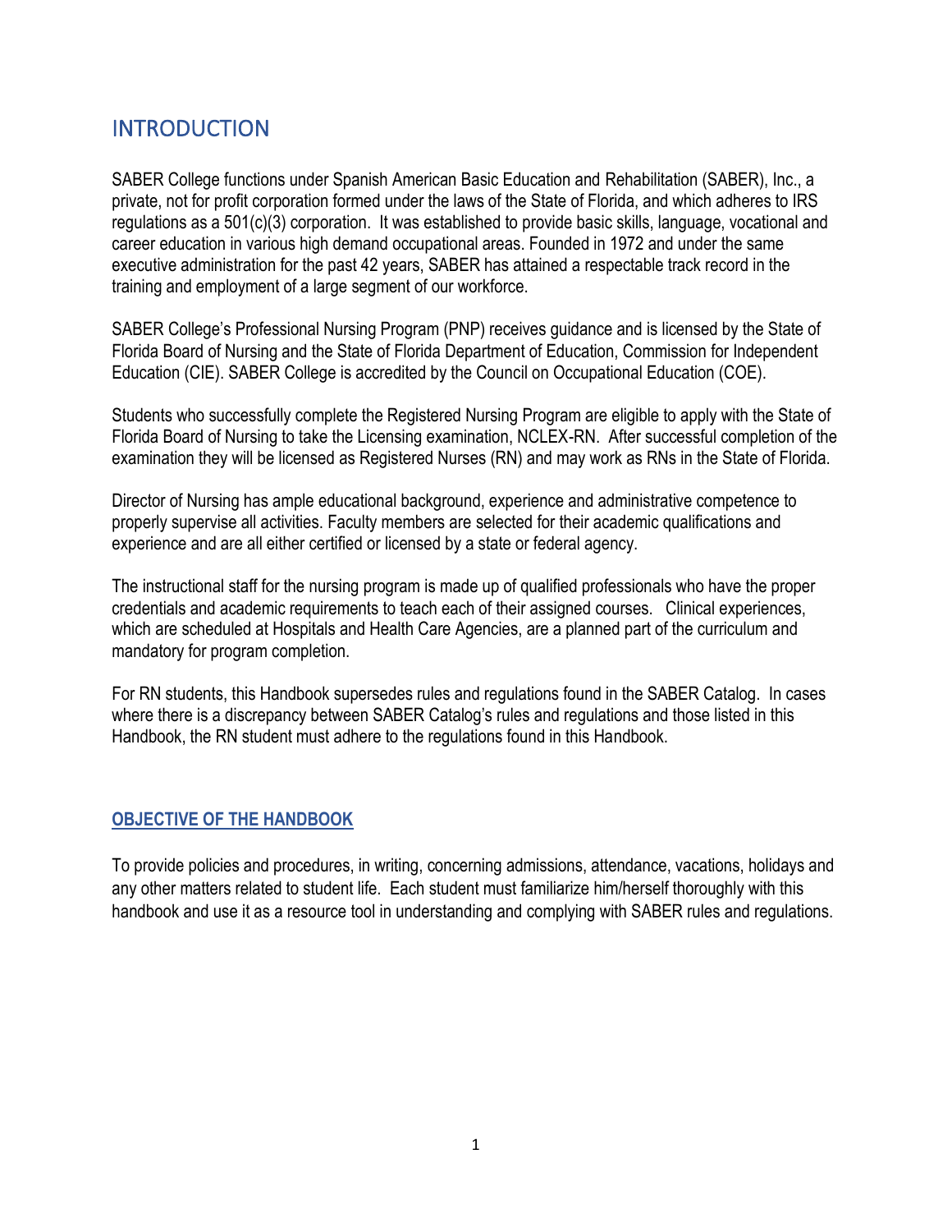# INTRODUCTION

SABER College functions under Spanish American Basic Education and Rehabilitation (SABER), Inc., a private, not for profit corporation formed under the laws of the State of Florida, and which adheres to IRS regulations as a 501(c)(3) corporation. It was established to provide basic skills, language, vocational and career education in various high demand occupational areas. Founded in 1972 and under the same executive administration for the past 42 years, SABER has attained a respectable track record in the training and employment of a large segment of our workforce.

SABER College's Professional Nursing Program (PNP) receives guidance and is licensed by the State of Florida Board of Nursing and the State of Florida Department of Education, Commission for Independent Education (CIE). SABER College is accredited by the Council on Occupational Education (COE).

Students who successfully complete the Registered Nursing Program are eligible to apply with the State of Florida Board of Nursing to take the Licensing examination, NCLEX-RN. After successful completion of the examination they will be licensed as Registered Nurses (RN) and may work as RNs in the State of Florida.

Director of Nursing has ample educational background, experience and administrative competence to properly supervise all activities. Faculty members are selected for their academic qualifications and experience and are all either certified or licensed by a state or federal agency.

The instructional staff for the nursing program is made up of qualified professionals who have the proper credentials and academic requirements to teach each of their assigned courses. Clinical experiences, which are scheduled at Hospitals and Health Care Agencies, are a planned part of the curriculum and mandatory for program completion.

For RN students, this Handbook supersedes rules and regulations found in the SABER Catalog. In cases where there is a discrepancy between SABER Catalog's rules and regulations and those listed in this Handbook, the RN student must adhere to the regulations found in this Handbook.

## OBJECTIVE OF THE HANDBOOK

To provide policies and procedures, in writing, concerning admissions, attendance, vacations, holidays and any other matters related to student life. Each student must familiarize him/herself thoroughly with this handbook and use it as a resource tool in understanding and complying with SABER rules and regulations.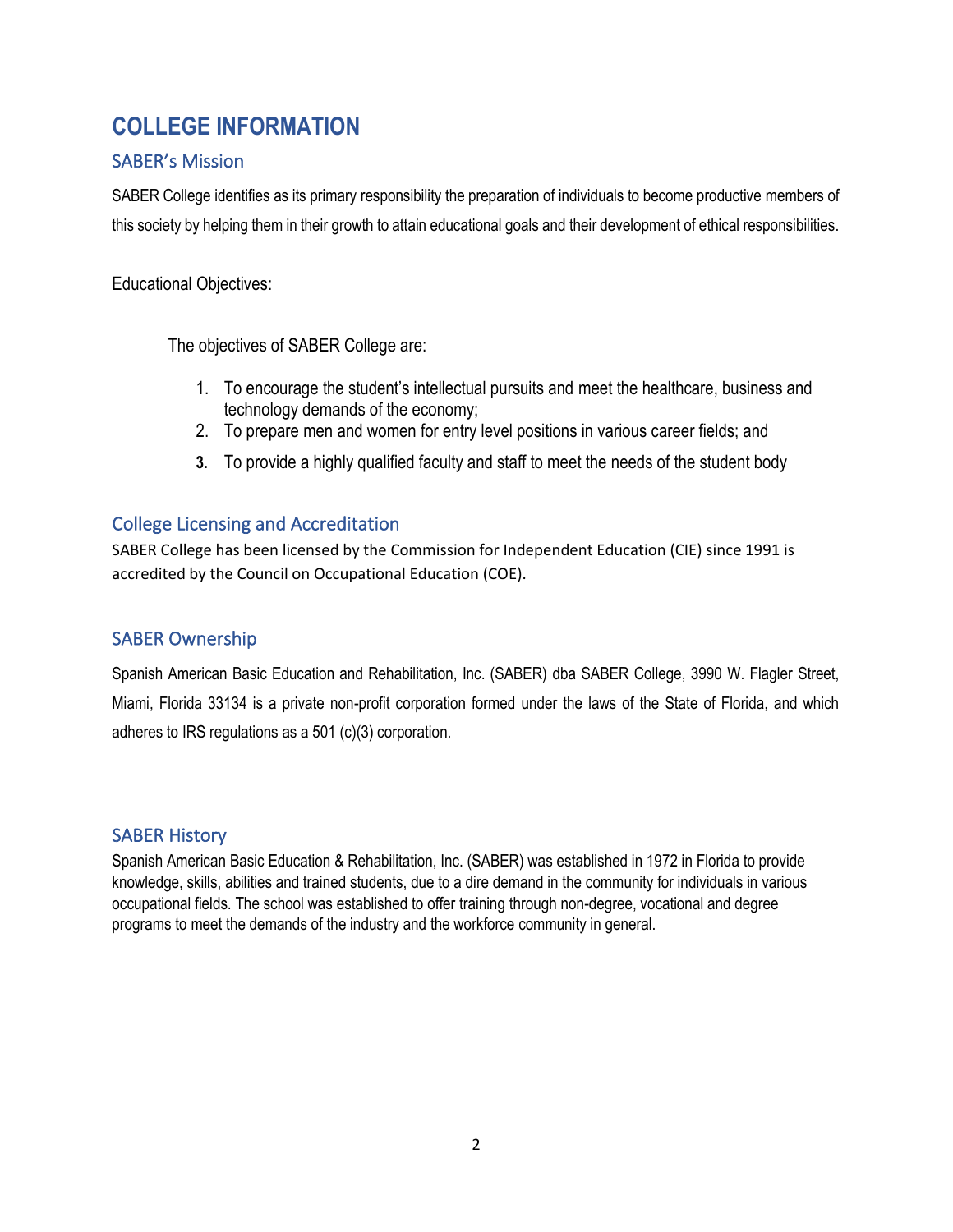# COLLEGE INFORMATION

## SABER's Mission

SABER College identifies as its primary responsibility the preparation of individuals to become productive members of this society by helping them in their growth to attain educational goals and their development of ethical responsibilities.

Educational Objectives:

The objectives of SABER College are:

1. To encourage the student's intellectual pursuits and meet the healthcare, business and technology demands of the economy;
2. To prepare men and women for entry level positions in various career fields; and
3. To provide a highly qualified faculty and staff to meet the needs of the student body

## College Licensing and Accreditation

SABER College has been licensed by the Commission for Independent Education (CIE) since 1991 is accredited by the Council on Occupational Education (COE).

## SABER Ownership

Spanish American Basic Education and Rehabilitation, Inc. (SABER) dba SABER College, 3990 W. Flagler Street, Miami, Florida 33134 is a private non-profit corporation formed under the laws of the State of Florida, and which adheres to IRS regulations as a 501 (c)(3) corporation.

## SABER History

Spanish American Basic Education & Rehabilitation, Inc. (SABER) was established in 1972 in Florida to provide knowledge, skills, abilities and trained students, due to a dire demand in the community for individuals in various occupational fields. The school was established to offer training through non-degree, vocational and degree programs to meet the demands of the industry and the workforce community in general.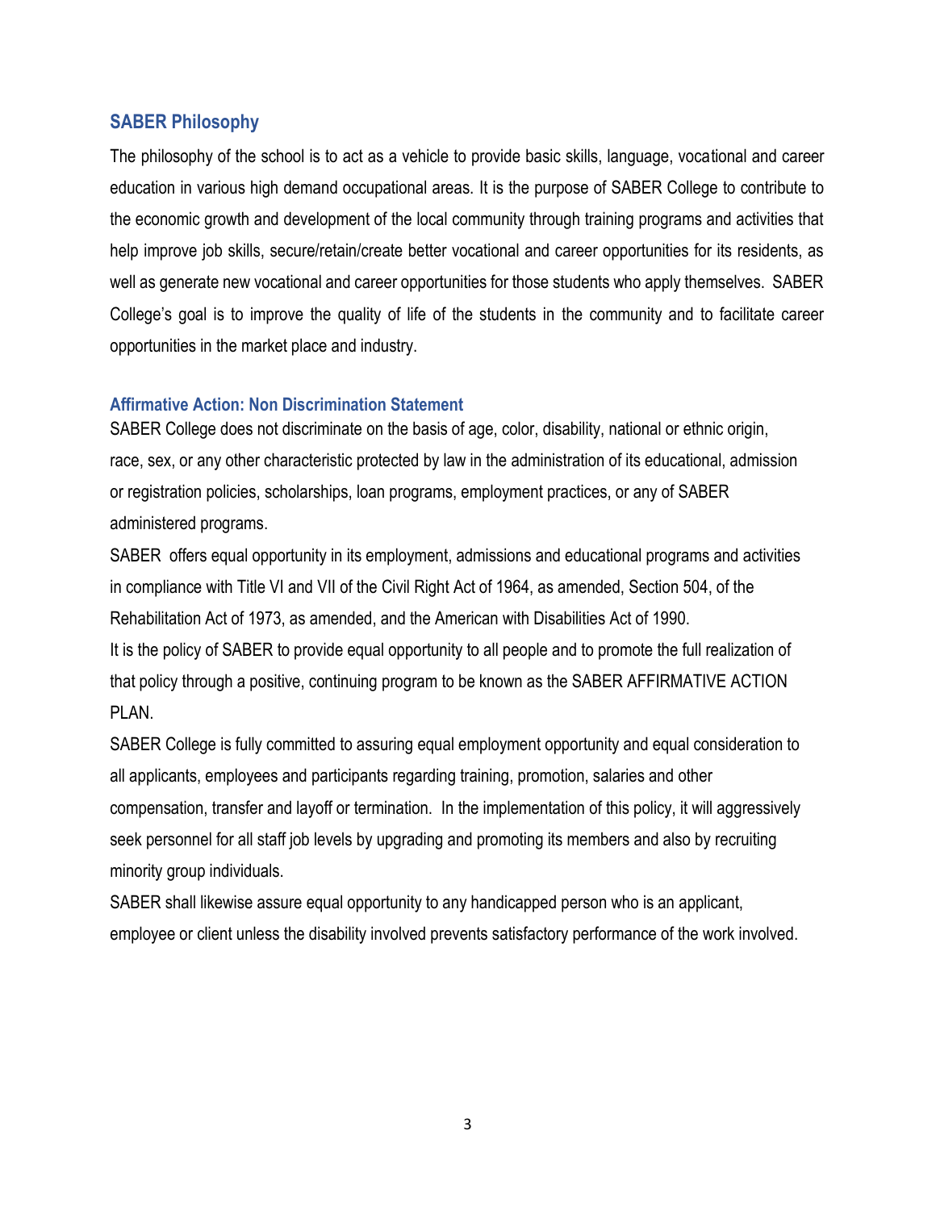## SABER Philosophy

The philosophy of the school is to act as a vehicle to provide basic skills, language, vocational and career education in various high demand occupational areas. It is the purpose of SABER College to contribute to the economic growth and development of the local community through training programs and activities that help improve job skills, secure/retain/create better vocational and career opportunities for its residents, as well as generate new vocational and career opportunities for those students who apply themselves. SABER College's goal is to improve the quality of life of the students in the community and to facilitate career opportunities in the market place and industry.

### Affirmative Action: Non Discrimination Statement

SABER College does not discriminate on the basis of age, color, disability, national or ethnic origin, race, sex, or any other characteristic protected by law in the administration of its educational, admission or registration policies, scholarships, loan programs, employment practices, or any of SABER administered programs.

SABER offers equal opportunity in its employment, admissions and educational programs and activities in compliance with Title VI and VII of the Civil Right Act of 1964, as amended, Section 504, of the Rehabilitation Act of 1973, as amended, and the American with Disabilities Act of 1990.

It is the policy of SABER to provide equal opportunity to all people and to promote the full realization of that policy through a positive, continuing program to be known as the SABER AFFIRMATIVE ACTION PLAN.

SABER College is fully committed to assuring equal employment opportunity and equal consideration to all applicants, employees and participants regarding training, promotion, salaries and other compensation, transfer and layoff or termination. In the implementation of this policy, it will aggressively seek personnel for all staff job levels by upgrading and promoting its members and also by recruiting minority group individuals.

SABER shall likewise assure equal opportunity to any handicapped person who is an applicant, employee or client unless the disability involved prevents satisfactory performance of the work involved.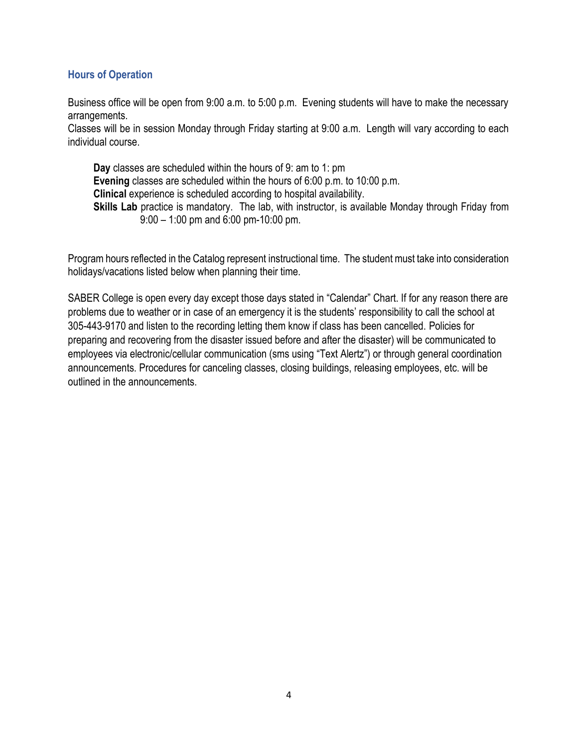## Hours of Operation

Business office will be open from 9:00 a.m. to 5:00 p.m. Evening students will have to make the necessary arrangements.
Classes will be in session Monday through Friday starting at 9:00 a.m. Length will vary according to each individual course.

**Day** classes are scheduled within the hours of 9: am to 1: pm
**Evening** classes are scheduled within the hours of 6:00 p.m. to 10:00 p.m.
**Clinical** experience is scheduled according to hospital availability.
**Skills Lab** practice is mandatory. The lab, with instructor, is available Monday through Friday from 9:00 – 1:00 pm and 6:00 pm-10:00 pm.

Program hours reflected in the Catalog represent instructional time. The student must take into consideration holidays/vacations listed below when planning their time.

SABER College is open every day except those days stated in "Calendar" Chart. If for any reason there are problems due to weather or in case of an emergency it is the students' responsibility to call the school at 305-443-9170 and listen to the recording letting them know if class has been cancelled. Policies for preparing and recovering from the disaster issued before and after the disaster) will be communicated to employees via electronic/cellular communication (sms using "Text Alertz") or through general coordination announcements. Procedures for canceling classes, closing buildings, releasing employees, etc. will be outlined in the announcements.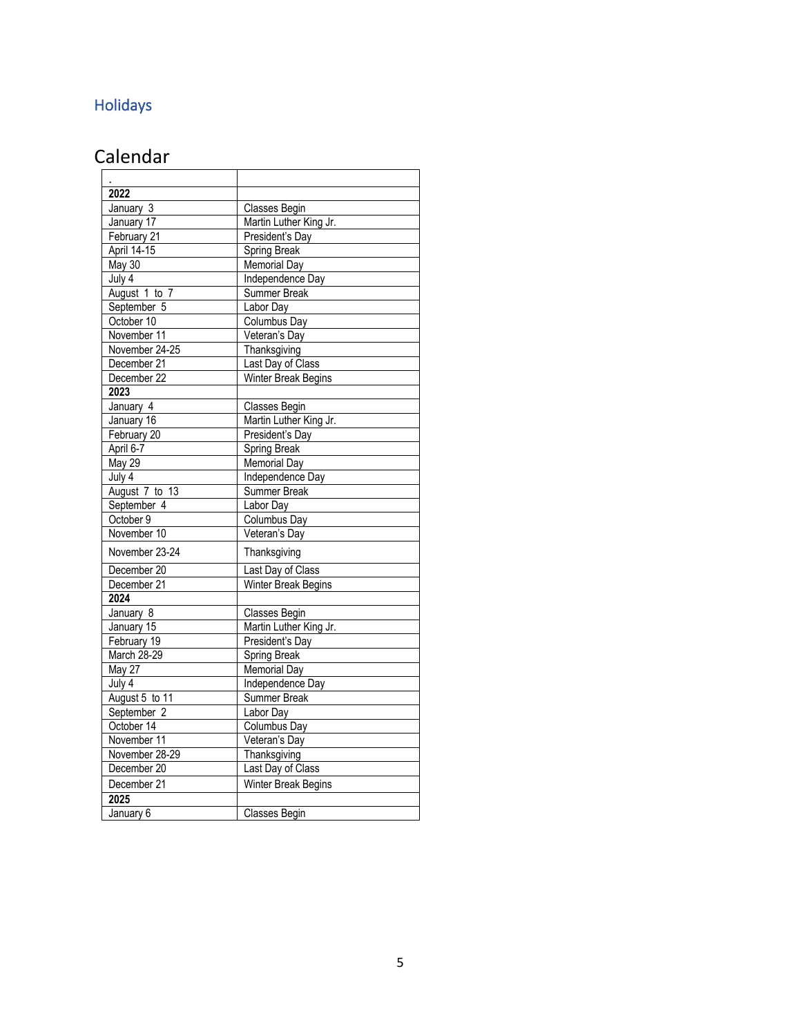## Holidays

# Calendar

| . | |
|---|---|
| **2022** | |
| January 3 | Classes Begin |
| January 17 | Martin Luther King Jr. |
| February 21 | President's Day |
| April 14-15 | Spring Break |
| May 30 | Memorial Day |
| July 4 | Independence Day |
| August 1 to 7 | Summer Break |
| September 5 | Labor Day |
| October 10 | Columbus Day |
| November 11 | Veteran's Day |
| November 24-25 | Thanksgiving |
| December 21 | Last Day of Class |
| December 22 | Winter Break Begins |
| **2023** | |
| January 4 | Classes Begin |
| January 16 | Martin Luther King Jr. |
| February 20 | President's Day |
| April 6-7 | Spring Break |
| May 29 | Memorial Day |
| July 4 | Independence Day |
| August 7 to 13 | Summer Break |
| September 4 | Labor Day |
| October 9 | Columbus Day |
| November 10 | Veteran's Day |
| November 23-24 | Thanksgiving |
| December 20 | Last Day of Class |
| December 21 | Winter Break Begins |
| **2024** | |
| January 8 | Classes Begin |
| January 15 | Martin Luther King Jr. |
| February 19 | President's Day |
| March 28-29 | Spring Break |
| May 27 | Memorial Day |
| July 4 | Independence Day |
| August 5 to 11 | Summer Break |
| September 2 | Labor Day |
| October 14 | Columbus Day |
| November 11 | Veteran's Day |
| November 28-29 | Thanksgiving |
| December 20 | Last Day of Class |
| December 21 | Winter Break Begins |
| **2025** | |
| January 6 | Classes Begin |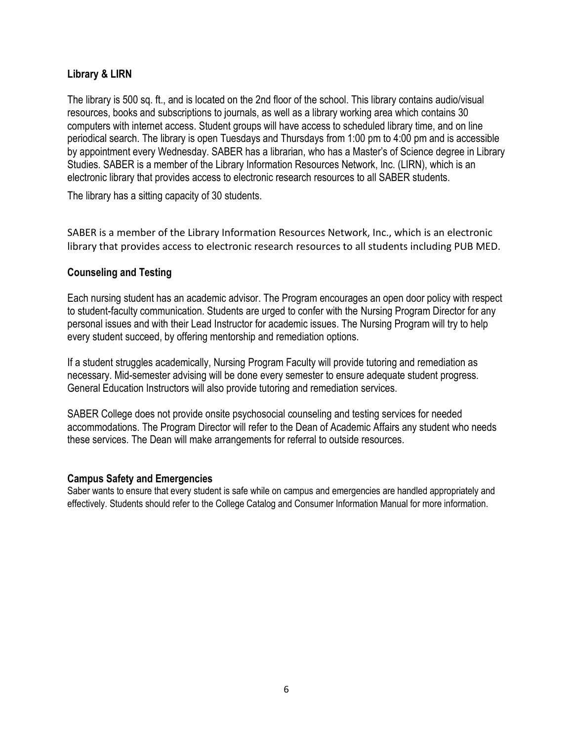## Library & LIRN

The library is 500 sq. ft., and is located on the 2nd floor of the school. This library contains audio/visual resources, books and subscriptions to journals, as well as a library working area which contains 30 computers with internet access. Student groups will have access to scheduled library time, and on line periodical search. The library is open Tuesdays and Thursdays from 1:00 pm to 4:00 pm and is accessible by appointment every Wednesday. SABER has a librarian, who has a Master's of Science degree in Library Studies. SABER is a member of the Library Information Resources Network, Inc. (LIRN), which is an electronic library that provides access to electronic research resources to all SABER students.

The library has a sitting capacity of 30 students.

SABER is a member of the Library Information Resources Network, Inc., which is an electronic library that provides access to electronic research resources to all students including PUB MED.

## Counseling and Testing

Each nursing student has an academic advisor. The Program encourages an open door policy with respect to student-faculty communication. Students are urged to confer with the Nursing Program Director for any personal issues and with their Lead Instructor for academic issues. The Nursing Program will try to help every student succeed, by offering mentorship and remediation options.

If a student struggles academically, Nursing Program Faculty will provide tutoring and remediation as necessary. Mid-semester advising will be done every semester to ensure adequate student progress. General Education Instructors will also provide tutoring and remediation services.

SABER College does not provide onsite psychosocial counseling and testing services for needed accommodations. The Program Director will refer to the Dean of Academic Affairs any student who needs these services. The Dean will make arrangements for referral to outside resources.

## Campus Safety and Emergencies

Saber wants to ensure that every student is safe while on campus and emergencies are handled appropriately and effectively. Students should refer to the College Catalog and Consumer Information Manual for more information.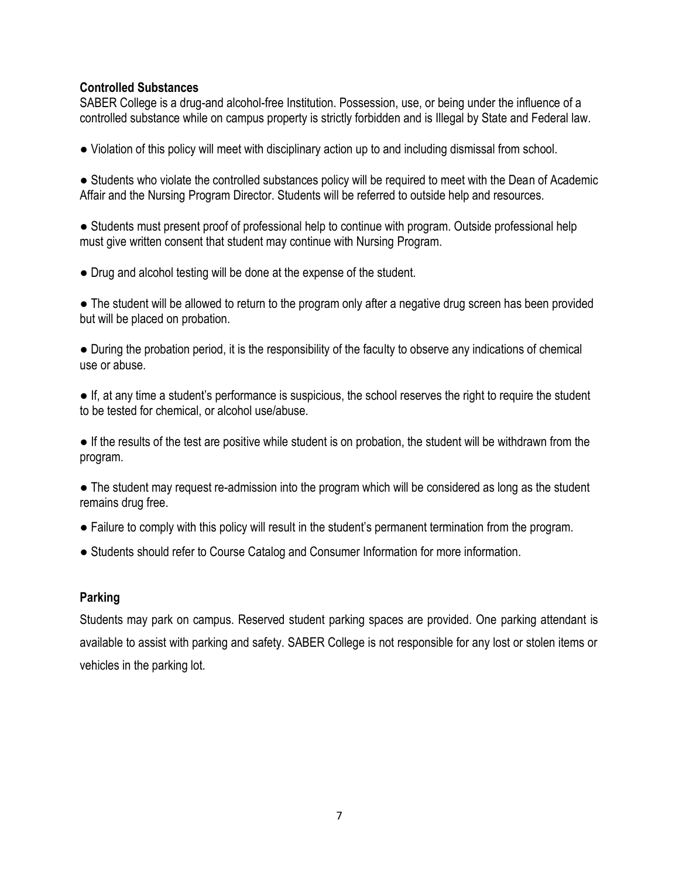**Controlled Substances**

SABER College is a drug-and alcohol-free Institution. Possession, use, or being under the influence of a controlled substance while on campus property is strictly forbidden and is Illegal by State and Federal law.

- Violation of this policy will meet with disciplinary action up to and including dismissal from school.
- Students who violate the controlled substances policy will be required to meet with the Dean of Academic Affair and the Nursing Program Director. Students will be referred to outside help and resources.
- Students must present proof of professional help to continue with program. Outside professional help must give written consent that student may continue with Nursing Program.
- Drug and alcohol testing will be done at the expense of the student.
- The student will be allowed to return to the program only after a negative drug screen has been provided but will be placed on probation.
- During the probation period, it is the responsibility of the faculty to observe any indications of chemical use or abuse.
- If, at any time a student's performance is suspicious, the school reserves the right to require the student to be tested for chemical, or alcohol use/abuse.
- If the results of the test are positive while student is on probation, the student will be withdrawn from the program.
- The student may request re-admission into the program which will be considered as long as the student remains drug free.
- Failure to comply with this policy will result in the student's permanent termination from the program.
- Students should refer to Course Catalog and Consumer Information for more information.

**Parking**

Students may park on campus. Reserved student parking spaces are provided. One parking attendant is available to assist with parking and safety. SABER College is not responsible for any lost or stolen items or vehicles in the parking lot.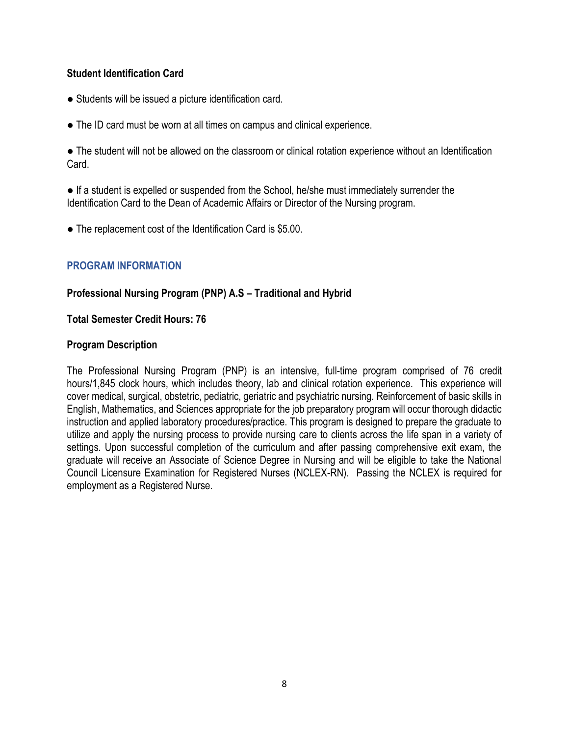**Student Identification Card**

- Students will be issued a picture identification card.
- The ID card must be worn at all times on campus and clinical experience.
- The student will not be allowed on the classroom or clinical rotation experience without an Identification Card.
- If a student is expelled or suspended from the School, he/she must immediately surrender the Identification Card to the Dean of Academic Affairs or Director of the Nursing program.
- The replacement cost of the Identification Card is $5.00.

## PROGRAM INFORMATION

**Professional Nursing Program (PNP) A.S – Traditional and Hybrid**

**Total Semester Credit Hours: 76**

**Program Description**

The Professional Nursing Program (PNP) is an intensive, full-time program comprised of 76 credit hours/1,845 clock hours, which includes theory, lab and clinical rotation experience. This experience will cover medical, surgical, obstetric, pediatric, geriatric and psychiatric nursing. Reinforcement of basic skills in English, Mathematics, and Sciences appropriate for the job preparatory program will occur thorough didactic instruction and applied laboratory procedures/practice. This program is designed to prepare the graduate to utilize and apply the nursing process to provide nursing care to clients across the life span in a variety of settings. Upon successful completion of the curriculum and after passing comprehensive exit exam, the graduate will receive an Associate of Science Degree in Nursing and will be eligible to take the National Council Licensure Examination for Registered Nurses (NCLEX-RN). Passing the NCLEX is required for employment as a Registered Nurse.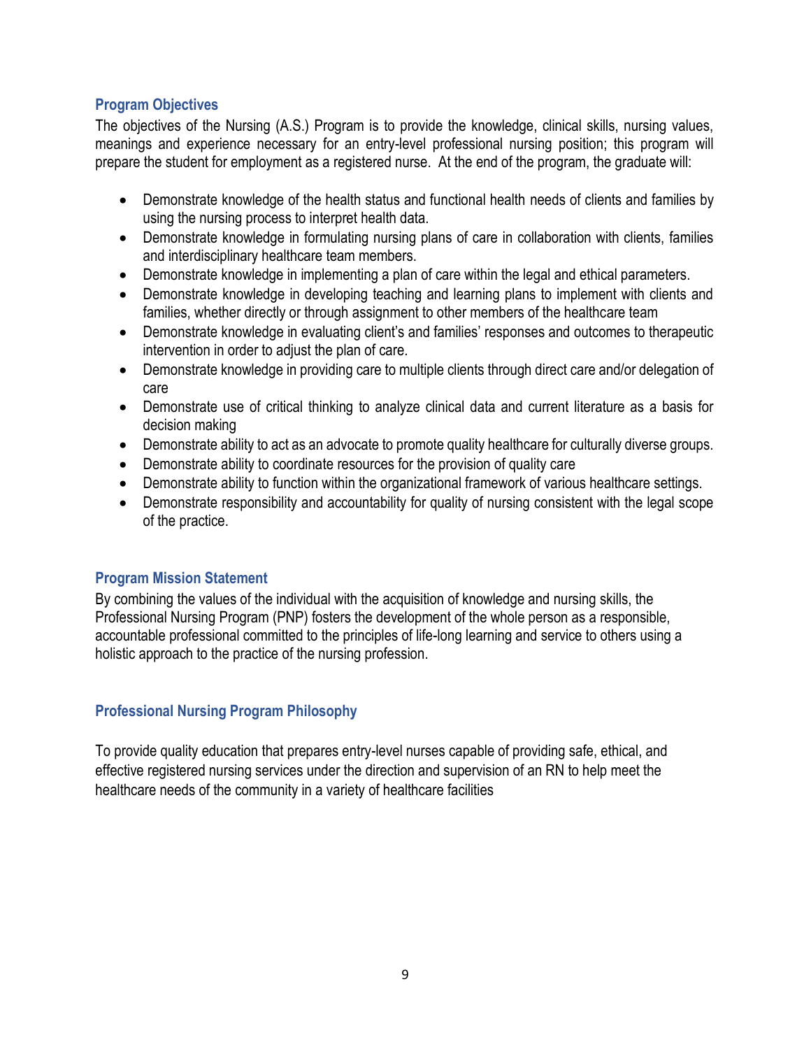## Program Objectives

The objectives of the Nursing (A.S.) Program is to provide the knowledge, clinical skills, nursing values, meanings and experience necessary for an entry-level professional nursing position; this program will prepare the student for employment as a registered nurse. At the end of the program, the graduate will:

- Demonstrate knowledge of the health status and functional health needs of clients and families by using the nursing process to interpret health data.
- Demonstrate knowledge in formulating nursing plans of care in collaboration with clients, families and interdisciplinary healthcare team members.
- Demonstrate knowledge in implementing a plan of care within the legal and ethical parameters.
- Demonstrate knowledge in developing teaching and learning plans to implement with clients and families, whether directly or through assignment to other members of the healthcare team
- Demonstrate knowledge in evaluating client's and families' responses and outcomes to therapeutic intervention in order to adjust the plan of care.
- Demonstrate knowledge in providing care to multiple clients through direct care and/or delegation of care
- Demonstrate use of critical thinking to analyze clinical data and current literature as a basis for decision making
- Demonstrate ability to act as an advocate to promote quality healthcare for culturally diverse groups.
- Demonstrate ability to coordinate resources for the provision of quality care
- Demonstrate ability to function within the organizational framework of various healthcare settings.
- Demonstrate responsibility and accountability for quality of nursing consistent with the legal scope of the practice.

## Program Mission Statement

By combining the values of the individual with the acquisition of knowledge and nursing skills, the Professional Nursing Program (PNP) fosters the development of the whole person as a responsible, accountable professional committed to the principles of life-long learning and service to others using a holistic approach to the practice of the nursing profession.

## Professional Nursing Program Philosophy

To provide quality education that prepares entry-level nurses capable of providing safe, ethical, and effective registered nursing services under the direction and supervision of an RN to help meet the healthcare needs of the community in a variety of healthcare facilities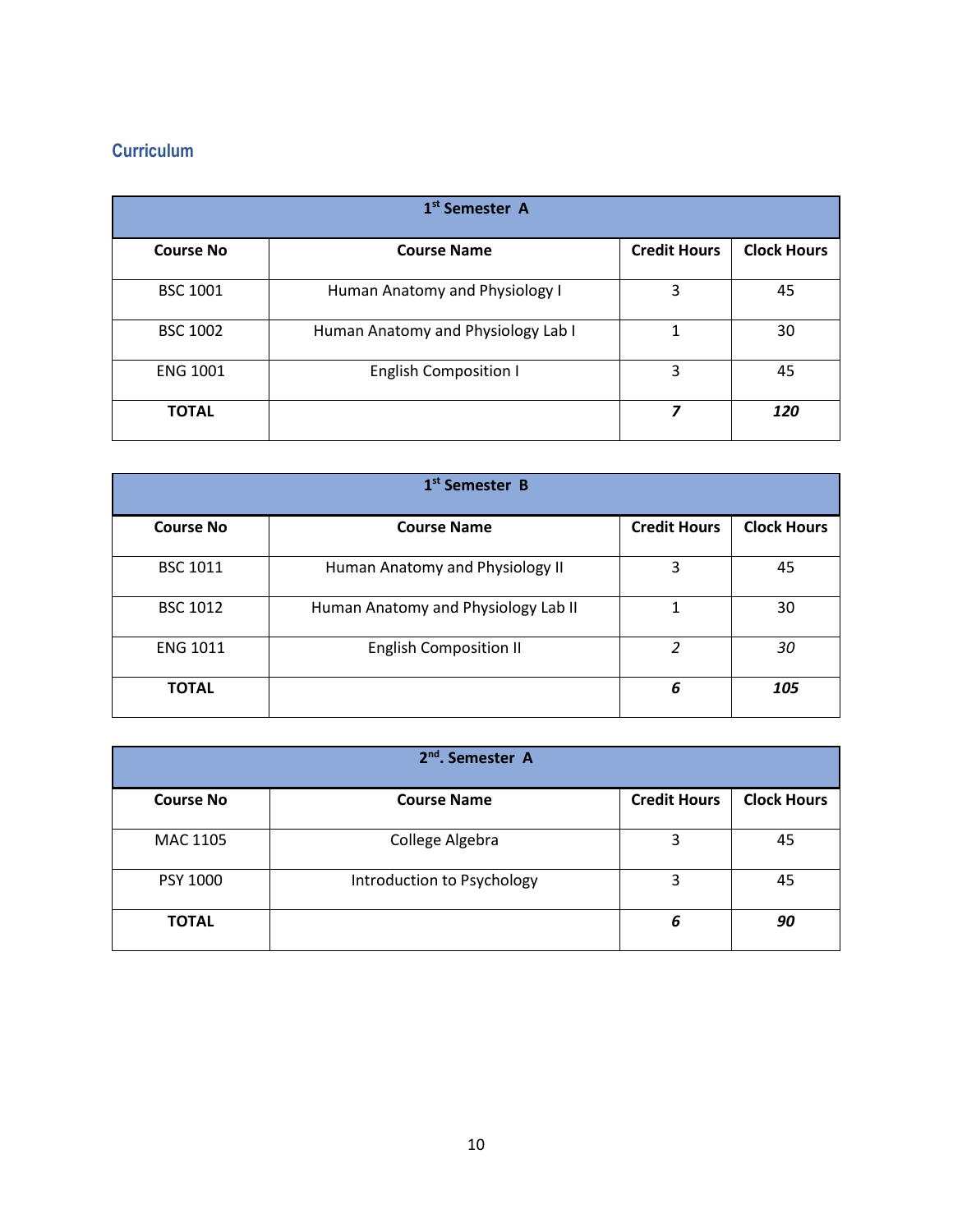## Curriculum

| 1st Semester A | | | |
|---|---|---|---|
| **Course No** | **Course Name** | **Credit Hours** | **Clock Hours** |
| BSC 1001 | Human Anatomy and Physiology I | 3 | 45 |
| BSC 1002 | Human Anatomy and Physiology Lab I | 1 | 30 |
| ENG 1001 | English Composition I | 3 | 45 |
| **TOTAL** | | ***7*** | ***120*** |

| 1st Semester B | | | |
|---|---|---|---|
| **Course No** | **Course Name** | **Credit Hours** | **Clock Hours** |
| BSC 1011 | Human Anatomy and Physiology II | 3 | 45 |
| BSC 1012 | Human Anatomy and Physiology Lab II | 1 | 30 |
| ENG 1011 | English Composition II | *2* | *30* |
| **TOTAL** | | ***6*** | ***105*** |

| 2nd. Semester A | | | |
|---|---|---|---|
| **Course No** | **Course Name** | **Credit Hours** | **Clock Hours** |
| MAC 1105 | College Algebra | 3 | 45 |
| PSY 1000 | Introduction to Psychology | 3 | 45 |
| **TOTAL** | | ***6*** | ***90*** |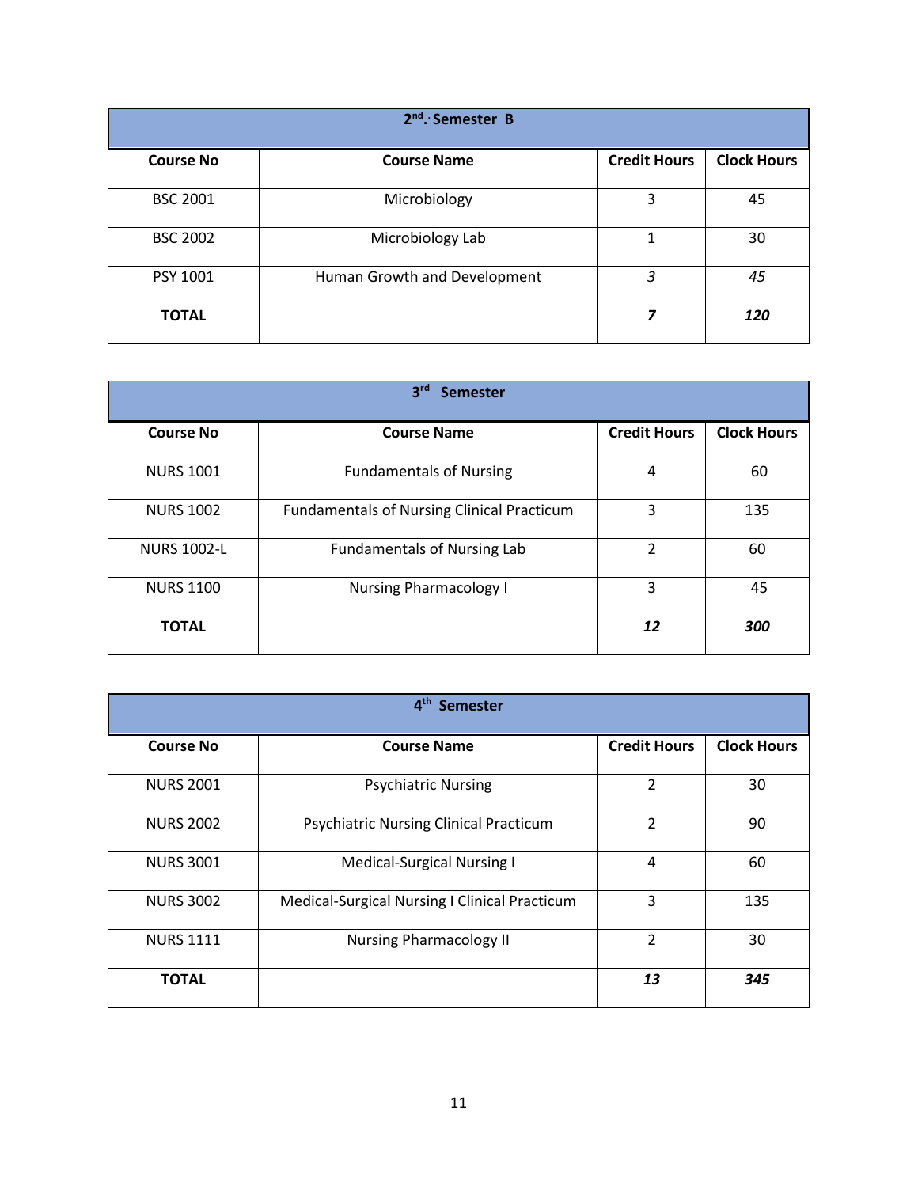| 2nd. Semester B | | | |
|---|---|---|---|
| **Course No** | **Course Name** | **Credit Hours** | **Clock Hours** |
| BSC 2001 | Microbiology | 3 | 45 |
| BSC 2002 | Microbiology Lab | 1 | 30 |
| PSY 1001 | Human Growth and Development | *3* | *45* |
| **TOTAL** | | ***7*** | ***120*** |

| 3rd Semester | | | |
|---|---|---|---|
| **Course No** | **Course Name** | **Credit Hours** | **Clock Hours** |
| NURS 1001 | Fundamentals of Nursing | 4 | 60 |
| NURS 1002 | Fundamentals of Nursing Clinical Practicum | 3 | 135 |
| NURS 1002-L | Fundamentals of Nursing Lab | 2 | 60 |
| NURS 1100 | Nursing Pharmacology I | 3 | 45 |
| **TOTAL** | | ***12*** | ***300*** |

| 4th Semester | | | |
|---|---|---|---|
| **Course No** | **Course Name** | **Credit Hours** | **Clock Hours** |
| NURS 2001 | Psychiatric Nursing | 2 | 30 |
| NURS 2002 | Psychiatric Nursing Clinical Practicum | 2 | 90 |
| NURS 3001 | Medical-Surgical Nursing I | 4 | 60 |
| NURS 3002 | Medical-Surgical Nursing I Clinical Practicum | 3 | 135 |
| NURS 1111 | Nursing Pharmacology II | 2 | 30 |
| **TOTAL** | | ***13*** | ***345*** |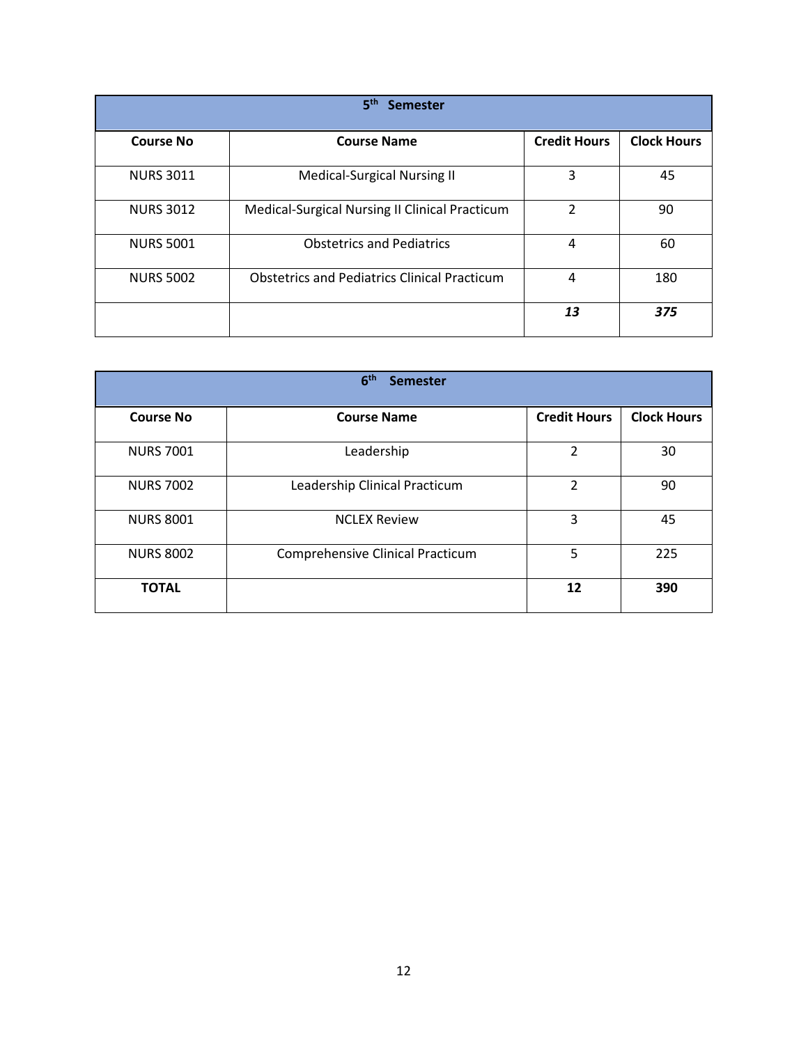| 5th Semester | | | |
|---|---|---|---|
| **Course No** | **Course Name** | **Credit Hours** | **Clock Hours** |
| NURS 3011 | Medical-Surgical Nursing II | 3 | 45 |
| NURS 3012 | Medical-Surgical Nursing II Clinical Practicum | 2 | 90 |
| NURS 5001 | Obstetrics and Pediatrics | 4 | 60 |
| NURS 5002 | Obstetrics and Pediatrics Clinical Practicum | 4 | 180 |
| | | ***13*** | ***375*** |

| 6th Semester | | | |
|---|---|---|---|
| **Course No** | **Course Name** | **Credit Hours** | **Clock Hours** |
| NURS 7001 | Leadership | 2 | 30 |
| NURS 7002 | Leadership Clinical Practicum | 2 | 90 |
| NURS 8001 | NCLEX Review | 3 | 45 |
| NURS 8002 | Comprehensive Clinical Practicum | 5 | 225 |
| **TOTAL** | | **12** | **390** |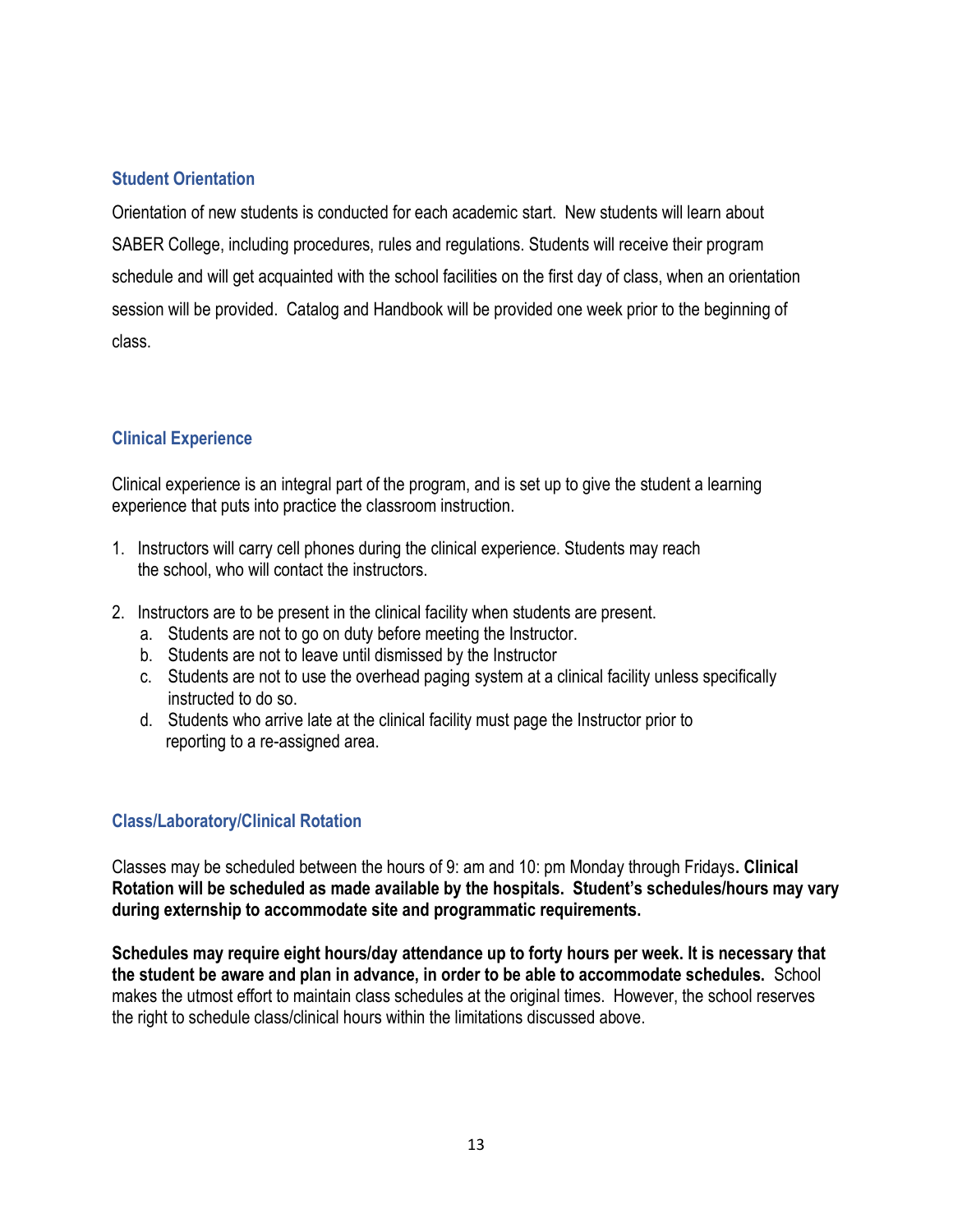## Student Orientation

Orientation of new students is conducted for each academic start. New students will learn about SABER College, including procedures, rules and regulations. Students will receive their program schedule and will get acquainted with the school facilities on the first day of class, when an orientation session will be provided. Catalog and Handbook will be provided one week prior to the beginning of class.

## Clinical Experience

Clinical experience is an integral part of the program, and is set up to give the student a learning experience that puts into practice the classroom instruction.

1. Instructors will carry cell phones during the clinical experience. Students may reach the school, who will contact the instructors.

2. Instructors are to be present in the clinical facility when students are present.
   a. Students are not to go on duty before meeting the Instructor.
   b. Students are not to leave until dismissed by the Instructor
   c. Students are not to use the overhead paging system at a clinical facility unless specifically instructed to do so.
   d. Students who arrive late at the clinical facility must page the Instructor prior to reporting to a re-assigned area.

## Class/Laboratory/Clinical Rotation

Classes may be scheduled between the hours of 9: am and 10: pm Monday through Fridays**. Clinical Rotation will be scheduled as made available by the hospitals. Student's schedules/hours may vary during externship to accommodate site and programmatic requirements.**

**Schedules may require eight hours/day attendance up to forty hours per week. It is necessary that the student be aware and plan in advance, in order to be able to accommodate schedules.** School makes the utmost effort to maintain class schedules at the original times. However, the school reserves the right to schedule class/clinical hours within the limitations discussed above.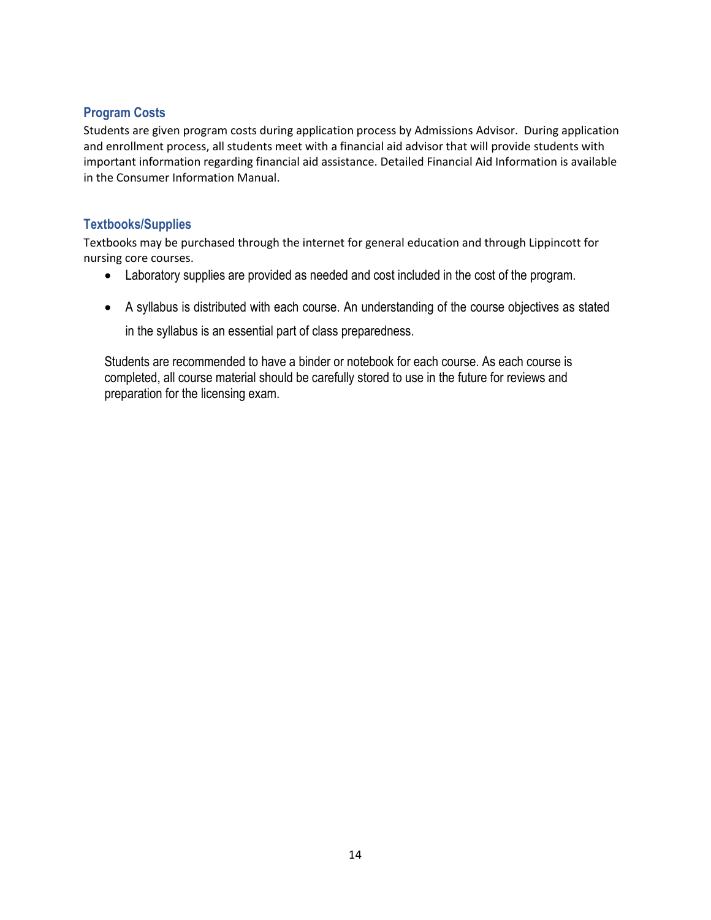## Program Costs

Students are given program costs during application process by Admissions Advisor.  During application and enrollment process, all students meet with a financial aid advisor that will provide students with important information regarding financial aid assistance. Detailed Financial Aid Information is available in the Consumer Information Manual.

## Textbooks/Supplies

Textbooks may be purchased through the internet for general education and through Lippincott for nursing core courses.

- Laboratory supplies are provided as needed and cost included in the cost of the program.
- A syllabus is distributed with each course. An understanding of the course objectives as stated in the syllabus is an essential part of class preparedness.

Students are recommended to have a binder or notebook for each course. As each course is completed, all course material should be carefully stored to use in the future for reviews and preparation for the licensing exam.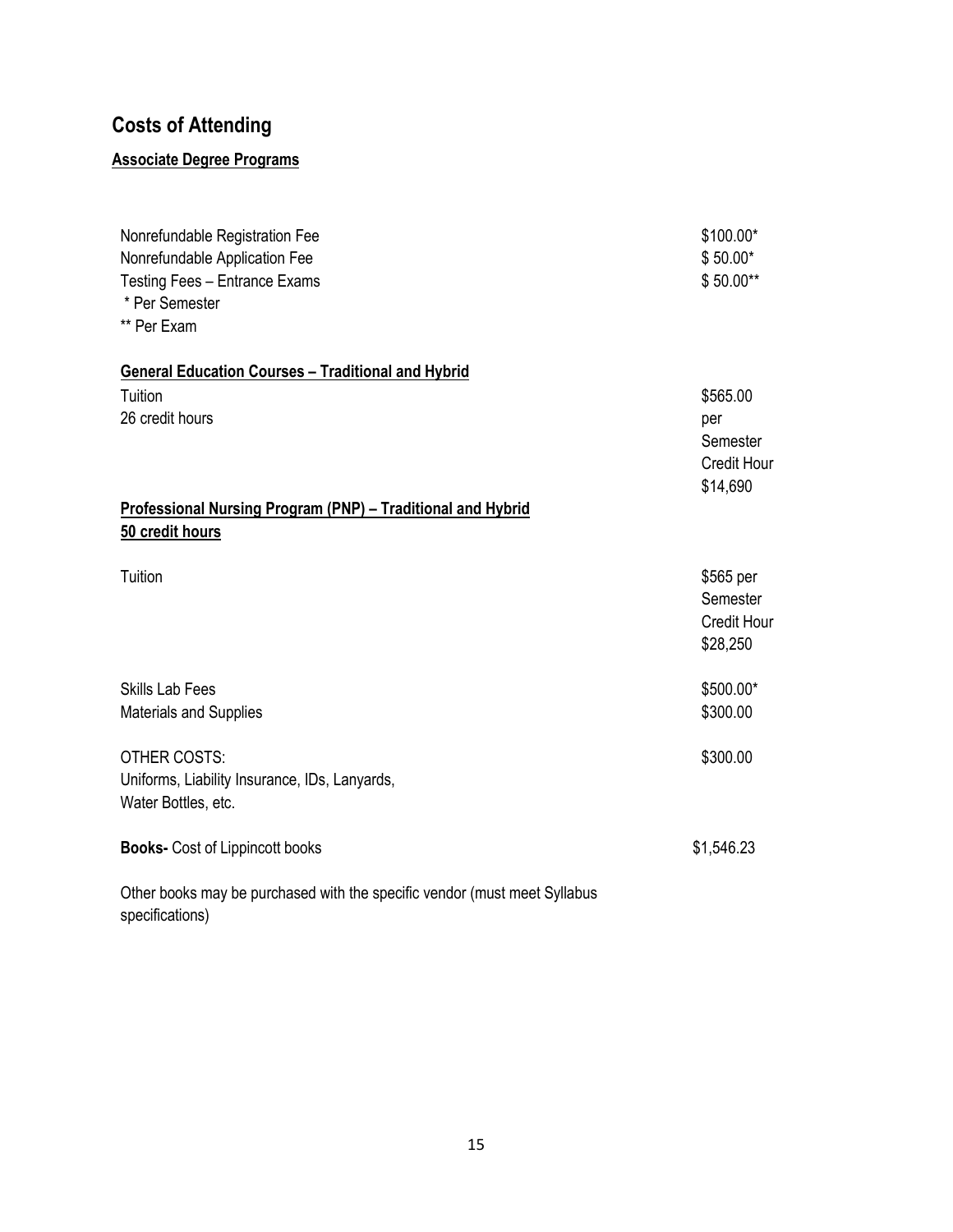# Costs of Attending

## Associate Degree Programs

| | |
|---|---|
| Nonrefundable Registration Fee | $100.00* |
| Nonrefundable Application Fee | $ 50.00* |
| Testing Fees – Entrance Exams | $ 50.00** |

\* Per Semester
** Per Exam

### General Education Courses – Traditional and Hybrid

| | |
|---|---|
| Tuition | $565.00 per Semester Credit Hour |
| 26 credit hours | $14,690 |

### Professional Nursing Program (PNP) – Traditional and Hybrid

**50 credit hours**

| | |
|---|---|
| Tuition | $565 per Semester Credit Hour |
| | $28,250 |
| Skills Lab Fees | $500.00* |
| Materials and Supplies | $300.00 |
| OTHER COSTS: Uniforms, Liability Insurance, IDs, Lanyards, Water Bottles, etc. | $300.00 |
| **Books-** Cost of Lippincott books | $1,546.23 |

Other books may be purchased with the specific vendor (must meet Syllabus specifications)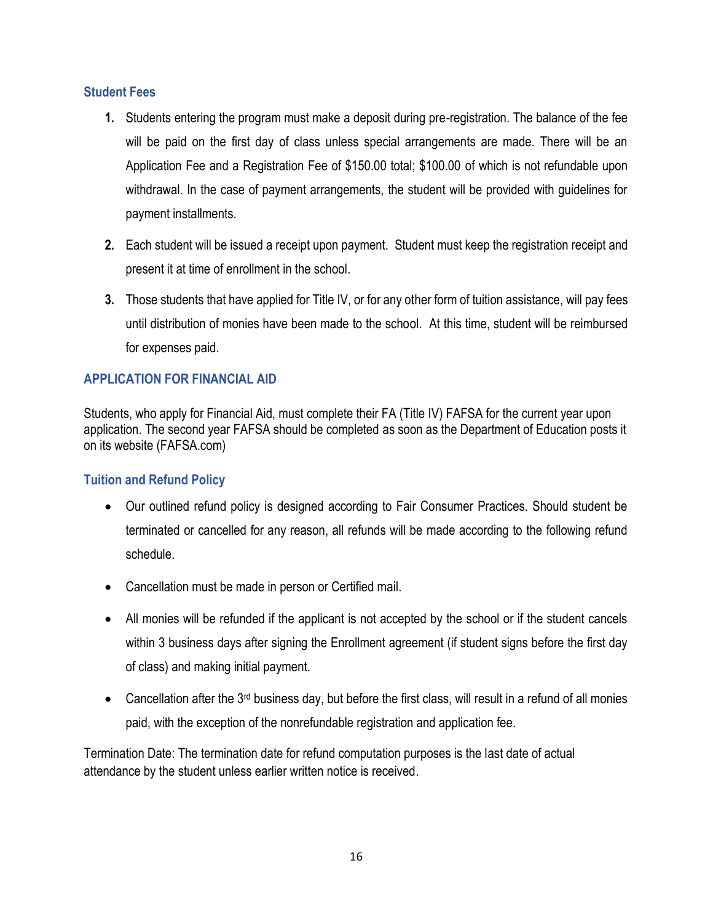### Student Fees

1. Students entering the program must make a deposit during pre-registration. The balance of the fee will be paid on the first day of class unless special arrangements are made. There will be an Application Fee and a Registration Fee of $150.00 total; $100.00 of which is not refundable upon withdrawal. In the case of payment arrangements, the student will be provided with guidelines for payment installments.

2. Each student will be issued a receipt upon payment. Student must keep the registration receipt and present it at time of enrollment in the school.

3. Those students that have applied for Title IV, or for any other form of tuition assistance, will pay fees until distribution of monies have been made to the school. At this time, student will be reimbursed for expenses paid.

### APPLICATION FOR FINANCIAL AID

Students, who apply for Financial Aid, must complete their FA (Title IV) FAFSA for the current year upon application. The second year FAFSA should be completed as soon as the Department of Education posts it on its website (FAFSA.com)

### Tuition and Refund Policy

- Our outlined refund policy is designed according to Fair Consumer Practices. Should student be terminated or cancelled for any reason, all refunds will be made according to the following refund schedule.

- Cancellation must be made in person or Certified mail.

- All monies will be refunded if the applicant is not accepted by the school or if the student cancels within 3 business days after signing the Enrollment agreement (if student signs before the first day of class) and making initial payment.

- Cancellation after the 3rd business day, but before the first class, will result in a refund of all monies paid, with the exception of the nonrefundable registration and application fee.

Termination Date: The termination date for refund computation purposes is the last date of actual attendance by the student unless earlier written notice is received.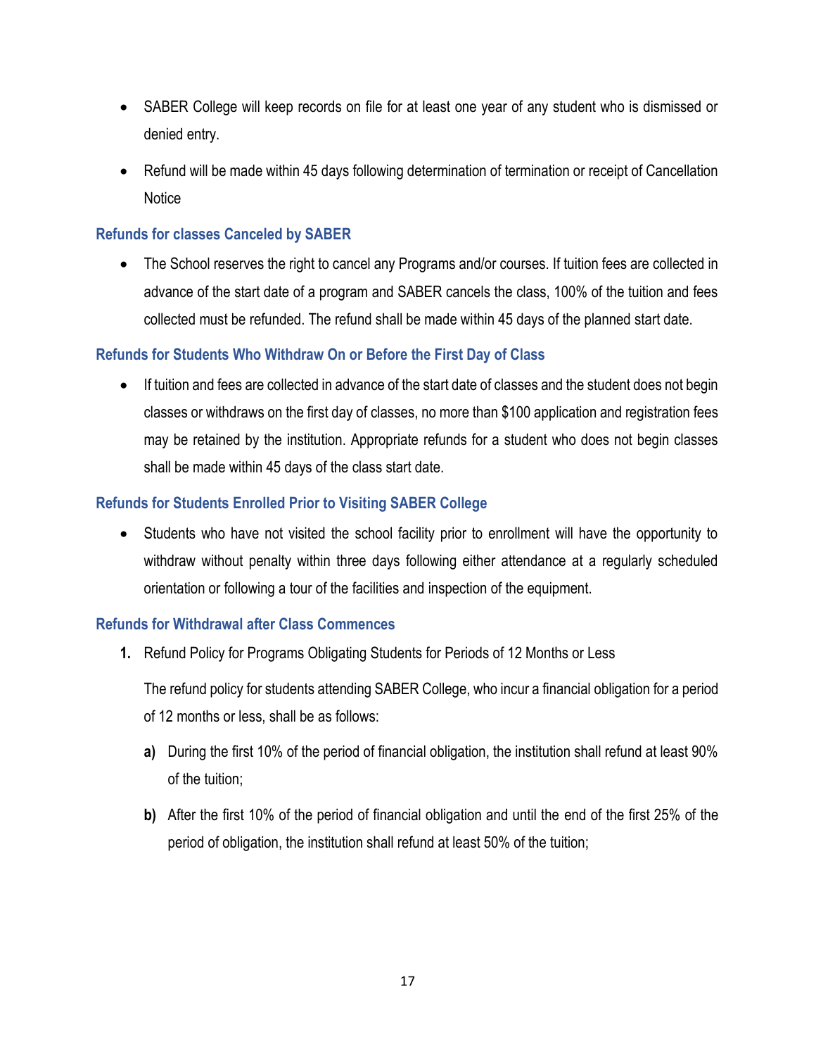- SABER College will keep records on file for at least one year of any student who is dismissed or denied entry.
- Refund will be made within 45 days following determination of termination or receipt of Cancellation Notice

### Refunds for classes Canceled by SABER

- The School reserves the right to cancel any Programs and/or courses. If tuition fees are collected in advance of the start date of a program and SABER cancels the class, 100% of the tuition and fees collected must be refunded. The refund shall be made within 45 days of the planned start date.

### Refunds for Students Who Withdraw On or Before the First Day of Class

- If tuition and fees are collected in advance of the start date of classes and the student does not begin classes or withdraws on the first day of classes, no more than $100 application and registration fees may be retained by the institution. Appropriate refunds for a student who does not begin classes shall be made within 45 days of the class start date.

### Refunds for Students Enrolled Prior to Visiting SABER College

- Students who have not visited the school facility prior to enrollment will have the opportunity to withdraw without penalty within three days following either attendance at a regularly scheduled orientation or following a tour of the facilities and inspection of the equipment.

### Refunds for Withdrawal after Class Commences

**1.** Refund Policy for Programs Obligating Students for Periods of 12 Months or Less

The refund policy for students attending SABER College, who incur a financial obligation for a period of 12 months or less, shall be as follows:

**a)** During the first 10% of the period of financial obligation, the institution shall refund at least 90% of the tuition;

**b)** After the first 10% of the period of financial obligation and until the end of the first 25% of the period of obligation, the institution shall refund at least 50% of the tuition;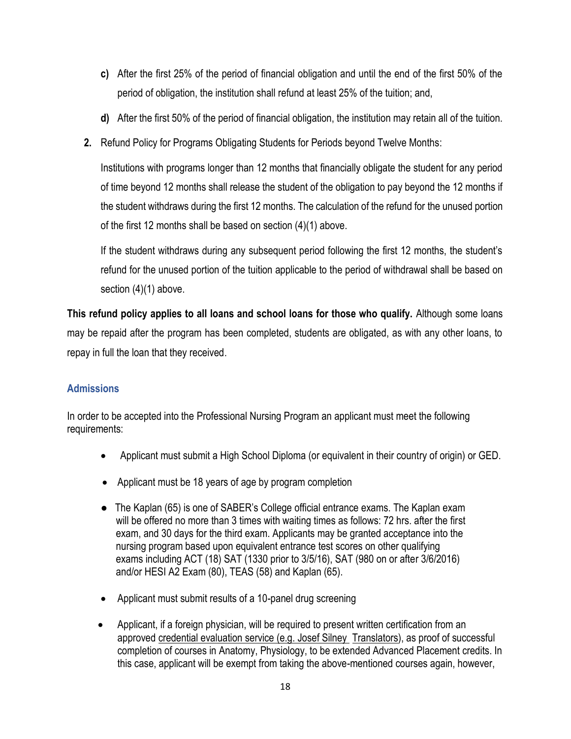c) After the first 25% of the period of financial obligation and until the end of the first 50% of the period of obligation, the institution shall refund at least 25% of the tuition; and,

d) After the first 50% of the period of financial obligation, the institution may retain all of the tuition.

2. Refund Policy for Programs Obligating Students for Periods beyond Twelve Months:

   Institutions with programs longer than 12 months that financially obligate the student for any period of time beyond 12 months shall release the student of the obligation to pay beyond the 12 months if the student withdraws during the first 12 months. The calculation of the refund for the unused portion of the first 12 months shall be based on section (4)(1) above.

   If the student withdraws during any subsequent period following the first 12 months, the student's refund for the unused portion of the tuition applicable to the period of withdrawal shall be based on section (4)(1) above.

**This refund policy applies to all loans and school loans for those who qualify.** Although some loans may be repaid after the program has been completed, students are obligated, as with any other loans, to repay in full the loan that they received.

## Admissions

In order to be accepted into the Professional Nursing Program an applicant must meet the following requirements:

- Applicant must submit a High School Diploma (or equivalent in their country of origin) or GED.
- Applicant must be 18 years of age by program completion
- The Kaplan (65) is one of SABER's College official entrance exams. The Kaplan exam will be offered no more than 3 times with waiting times as follows: 72 hrs. after the first exam, and 30 days for the third exam. Applicants may be granted acceptance into the nursing program based upon equivalent entrance test scores on other qualifying exams including ACT (18) SAT (1330 prior to 3/5/16), SAT (980 on or after 3/6/2016) and/or HESI A2 Exam (80), TEAS (58) and Kaplan (65).
- Applicant must submit results of a 10-panel drug screening
- Applicant, if a foreign physician, will be required to present written certification from an approved credential evaluation service (e.g. Josef Silney Translators), as proof of successful completion of courses in Anatomy, Physiology, to be extended Advanced Placement credits. In this case, applicant will be exempt from taking the above-mentioned courses again, however,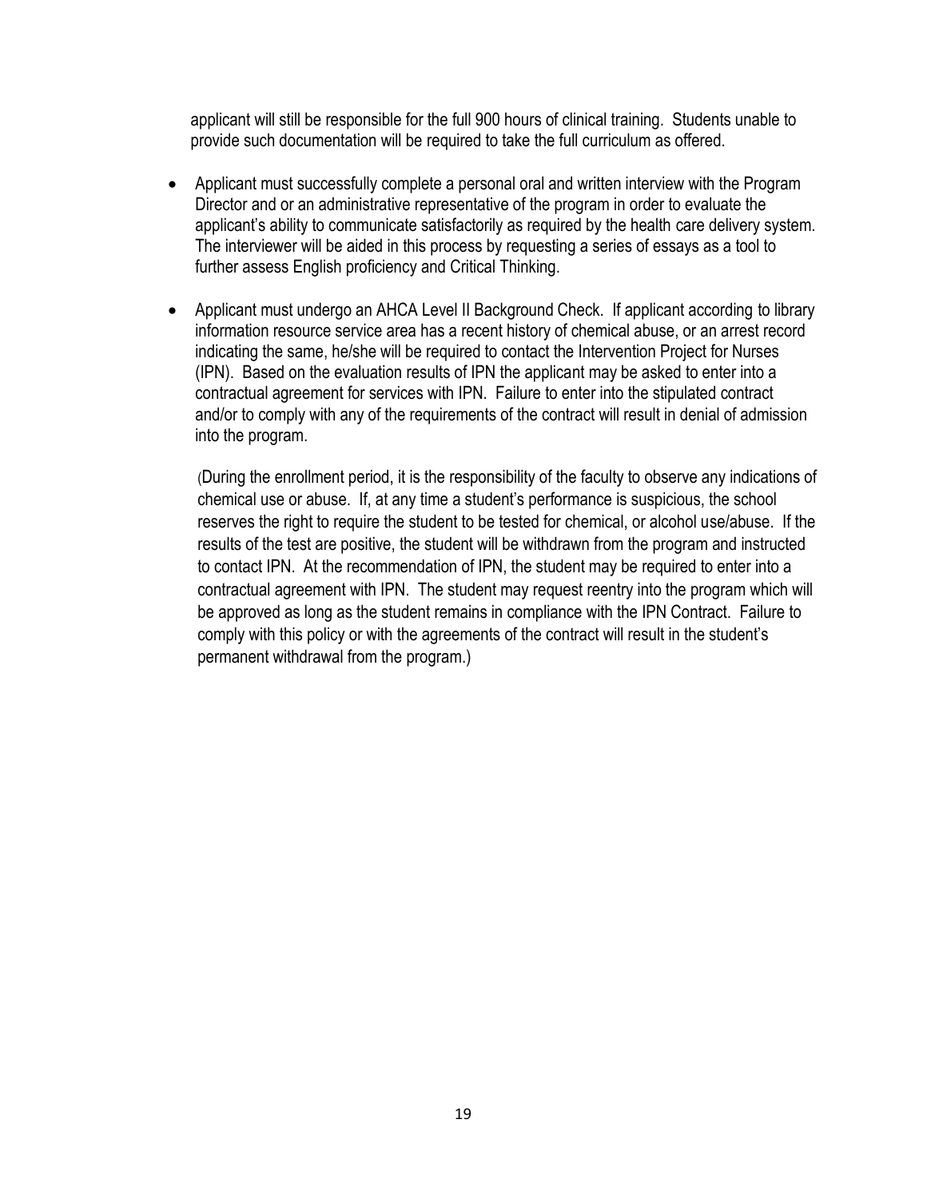applicant will still be responsible for the full 900 hours of clinical training. Students unable to provide such documentation will be required to take the full curriculum as offered.

- Applicant must successfully complete a personal oral and written interview with the Program Director and or an administrative representative of the program in order to evaluate the applicant's ability to communicate satisfactorily as required by the health care delivery system. The interviewer will be aided in this process by requesting a series of essays as a tool to further assess English proficiency and Critical Thinking.

- Applicant must undergo an AHCA Level II Background Check. If applicant according to library information resource service area has a recent history of chemical abuse, or an arrest record indicating the same, he/she will be required to contact the Intervention Project for Nurses (IPN). Based on the evaluation results of IPN the applicant may be asked to enter into a contractual agreement for services with IPN. Failure to enter into the stipulated contract and/or to comply with any of the requirements of the contract will result in denial of admission into the program.

  (During the enrollment period, it is the responsibility of the faculty to observe any indications of chemical use or abuse. If, at any time a student's performance is suspicious, the school reserves the right to require the student to be tested for chemical, or alcohol use/abuse. If the results of the test are positive, the student will be withdrawn from the program and instructed to contact IPN. At the recommendation of IPN, the student may be required to enter into a contractual agreement with IPN. The student may request reentry into the program which will be approved as long as the student remains in compliance with the IPN Contract. Failure to comply with this policy or with the agreements of the contract will result in the student's permanent withdrawal from the program.)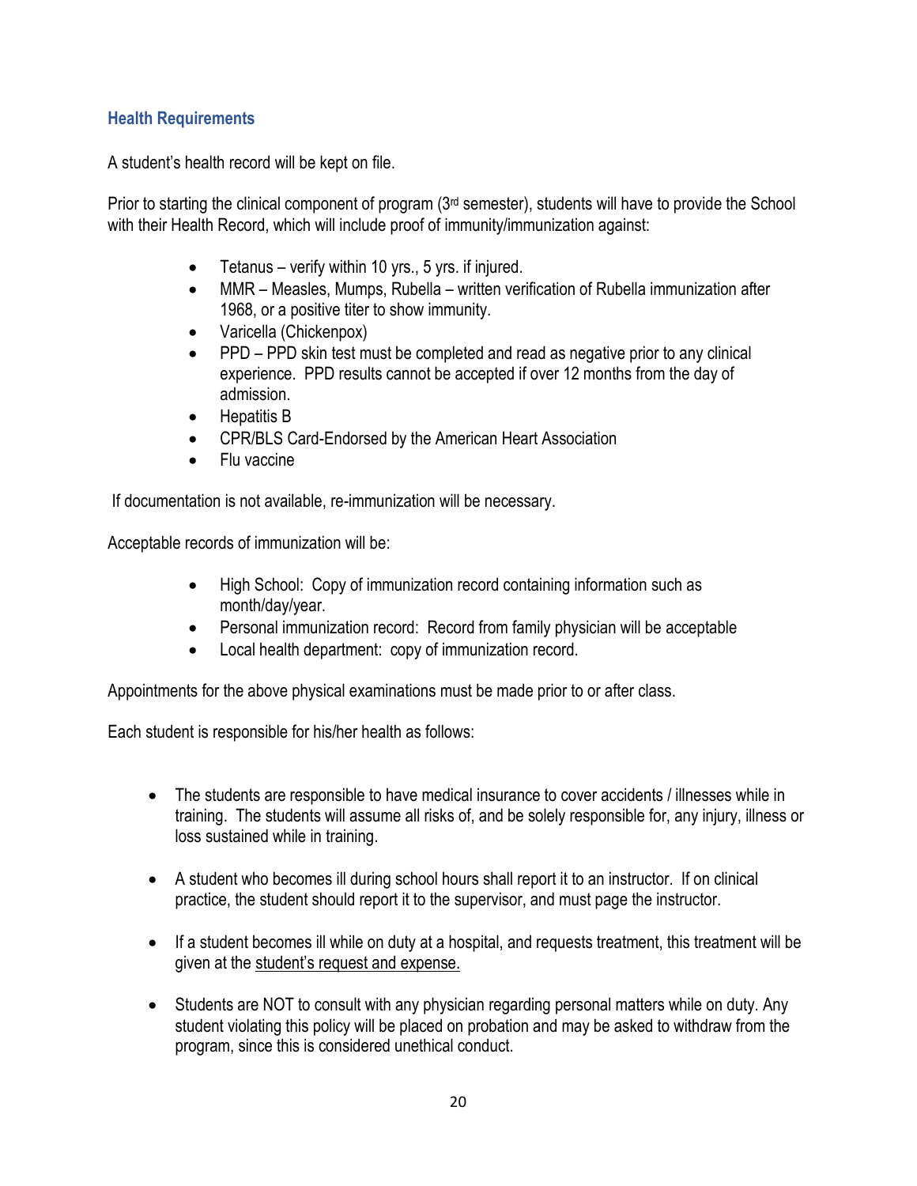## Health Requirements

A student's health record will be kept on file.

Prior to starting the clinical component of program (3rd semester), students will have to provide the School with their Health Record, which will include proof of immunity/immunization against:

- Tetanus – verify within 10 yrs., 5 yrs. if injured.
- MMR – Measles, Mumps, Rubella – written verification of Rubella immunization after 1968, or a positive titer to show immunity.
- Varicella (Chickenpox)
- PPD – PPD skin test must be completed and read as negative prior to any clinical experience. PPD results cannot be accepted if over 12 months from the day of admission.
- Hepatitis B
- CPR/BLS Card-Endorsed by the American Heart Association
- Flu vaccine

If documentation is not available, re-immunization will be necessary.

Acceptable records of immunization will be:

- High School: Copy of immunization record containing information such as month/day/year.
- Personal immunization record: Record from family physician will be acceptable
- Local health department: copy of immunization record.

Appointments for the above physical examinations must be made prior to or after class.

Each student is responsible for his/her health as follows:

- The students are responsible to have medical insurance to cover accidents / illnesses while in training. The students will assume all risks of, and be solely responsible for, any injury, illness or loss sustained while in training.
- A student who becomes ill during school hours shall report it to an instructor. If on clinical practice, the student should report it to the supervisor, and must page the instructor.
- If a student becomes ill while on duty at a hospital, and requests treatment, this treatment will be given at the student's request and expense.
- Students are NOT to consult with any physician regarding personal matters while on duty. Any student violating this policy will be placed on probation and may be asked to withdraw from the program, since this is considered unethical conduct.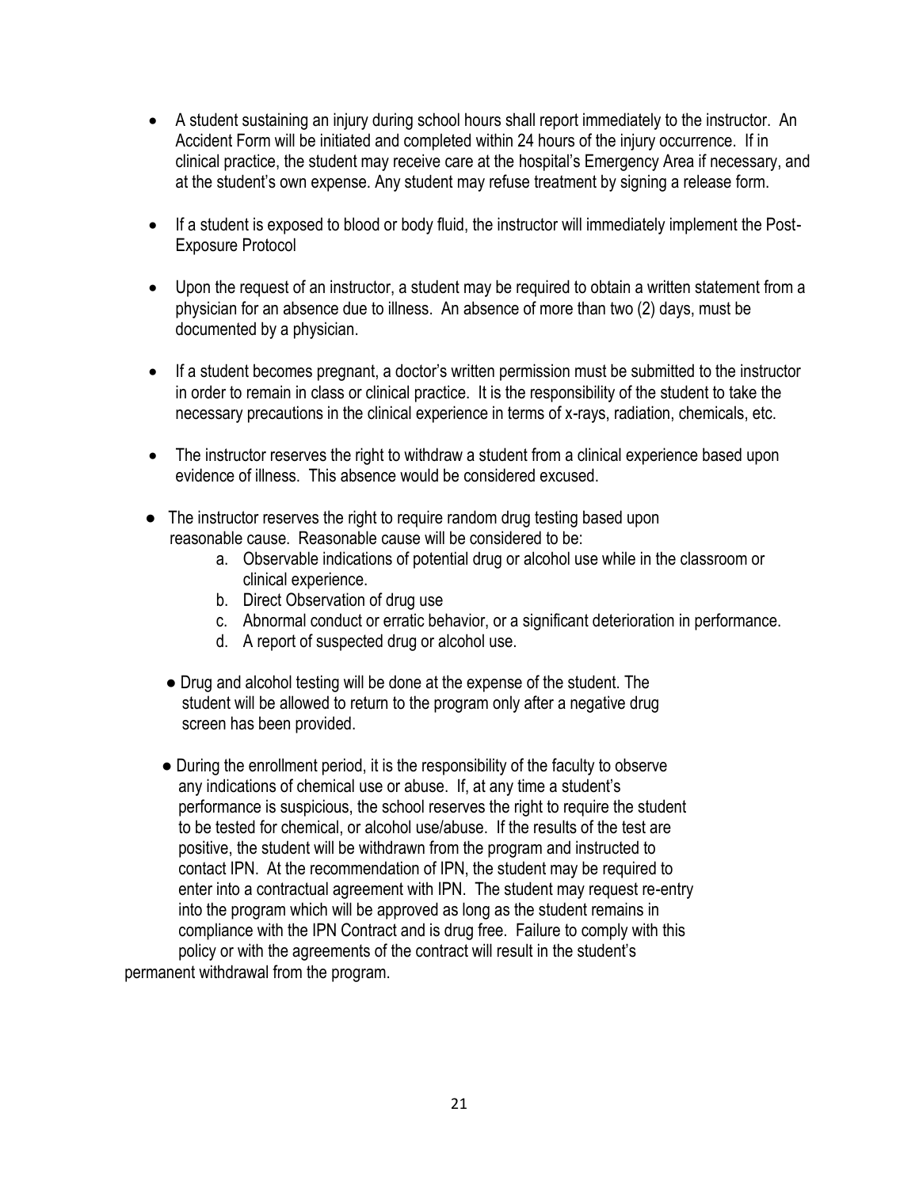- A student sustaining an injury during school hours shall report immediately to the instructor. An Accident Form will be initiated and completed within 24 hours of the injury occurrence. If in clinical practice, the student may receive care at the hospital's Emergency Area if necessary, and at the student's own expense. Any student may refuse treatment by signing a release form.

- If a student is exposed to blood or body fluid, the instructor will immediately implement the Post-Exposure Protocol

- Upon the request of an instructor, a student may be required to obtain a written statement from a physician for an absence due to illness. An absence of more than two (2) days, must be documented by a physician.

- If a student becomes pregnant, a doctor's written permission must be submitted to the instructor in order to remain in class or clinical practice. It is the responsibility of the student to take the necessary precautions in the clinical experience in terms of x-rays, radiation, chemicals, etc.

- The instructor reserves the right to withdraw a student from a clinical experience based upon evidence of illness. This absence would be considered excused.

- The instructor reserves the right to require random drug testing based upon reasonable cause. Reasonable cause will be considered to be:
    a. Observable indications of potential drug or alcohol use while in the classroom or clinical experience.
    b. Direct Observation of drug use
    c. Abnormal conduct or erratic behavior, or a significant deterioration in performance.
    d. A report of suspected drug or alcohol use.

- Drug and alcohol testing will be done at the expense of the student. The student will be allowed to return to the program only after a negative drug screen has been provided.

- During the enrollment period, it is the responsibility of the faculty to observe any indications of chemical use or abuse. If, at any time a student's performance is suspicious, the school reserves the right to require the student to be tested for chemical, or alcohol use/abuse. If the results of the test are positive, the student will be withdrawn from the program and instructed to contact IPN. At the recommendation of IPN, the student may be required to enter into a contractual agreement with IPN. The student may request re-entry into the program which will be approved as long as the student remains in compliance with the IPN Contract and is drug free. Failure to comply with this policy or with the agreements of the contract will result in the student's permanent withdrawal from the program.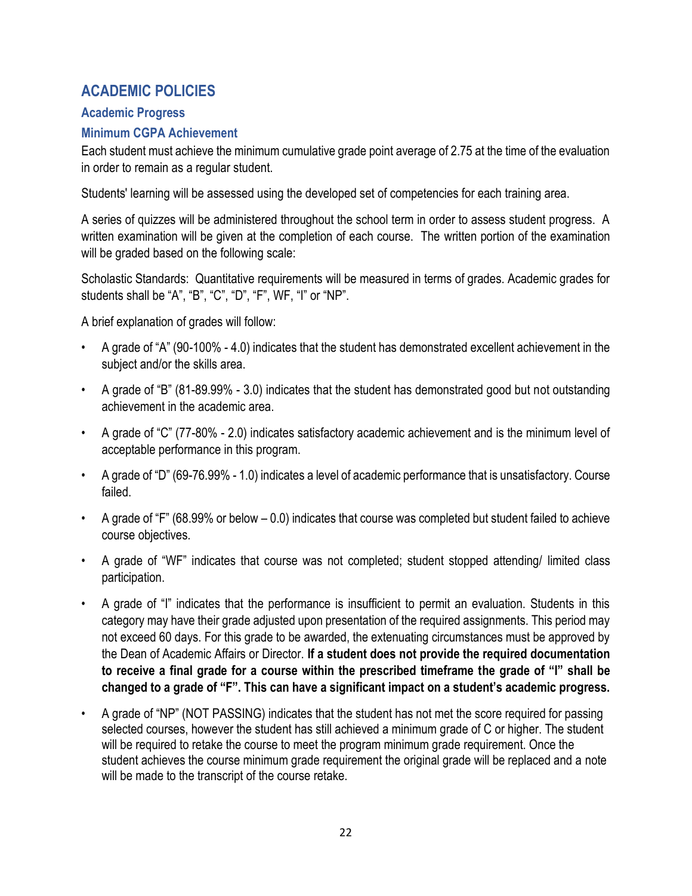# ACADEMIC POLICIES

## Academic Progress

### Minimum CGPA Achievement

Each student must achieve the minimum cumulative grade point average of 2.75 at the time of the evaluation in order to remain as a regular student.

Students' learning will be assessed using the developed set of competencies for each training area.

A series of quizzes will be administered throughout the school term in order to assess student progress. A written examination will be given at the completion of each course. The written portion of the examination will be graded based on the following scale:

Scholastic Standards: Quantitative requirements will be measured in terms of grades. Academic grades for students shall be "A", "B", "C", "D", "F", WF, "I" or "NP".

A brief explanation of grades will follow:

- A grade of "A" (90-100% - 4.0) indicates that the student has demonstrated excellent achievement in the subject and/or the skills area.
- A grade of "B" (81-89.99% - 3.0) indicates that the student has demonstrated good but not outstanding achievement in the academic area.
- A grade of "C" (77-80% - 2.0) indicates satisfactory academic achievement and is the minimum level of acceptable performance in this program.
- A grade of "D" (69-76.99% - 1.0) indicates a level of academic performance that is unsatisfactory. Course failed.
- A grade of "F" (68.99% or below – 0.0) indicates that course was completed but student failed to achieve course objectives.
- A grade of "WF" indicates that course was not completed; student stopped attending/ limited class participation.
- A grade of "I" indicates that the performance is insufficient to permit an evaluation. Students in this category may have their grade adjusted upon presentation of the required assignments. This period may not exceed 60 days. For this grade to be awarded, the extenuating circumstances must be approved by the Dean of Academic Affairs or Director. **If a student does not provide the required documentation to receive a final grade for a course within the prescribed timeframe the grade of "I" shall be changed to a grade of "F". This can have a significant impact on a student's academic progress.**
- A grade of "NP" (NOT PASSING) indicates that the student has not met the score required for passing selected courses, however the student has still achieved a minimum grade of C or higher. The student will be required to retake the course to meet the program minimum grade requirement. Once the student achieves the course minimum grade requirement the original grade will be replaced and a note will be made to the transcript of the course retake.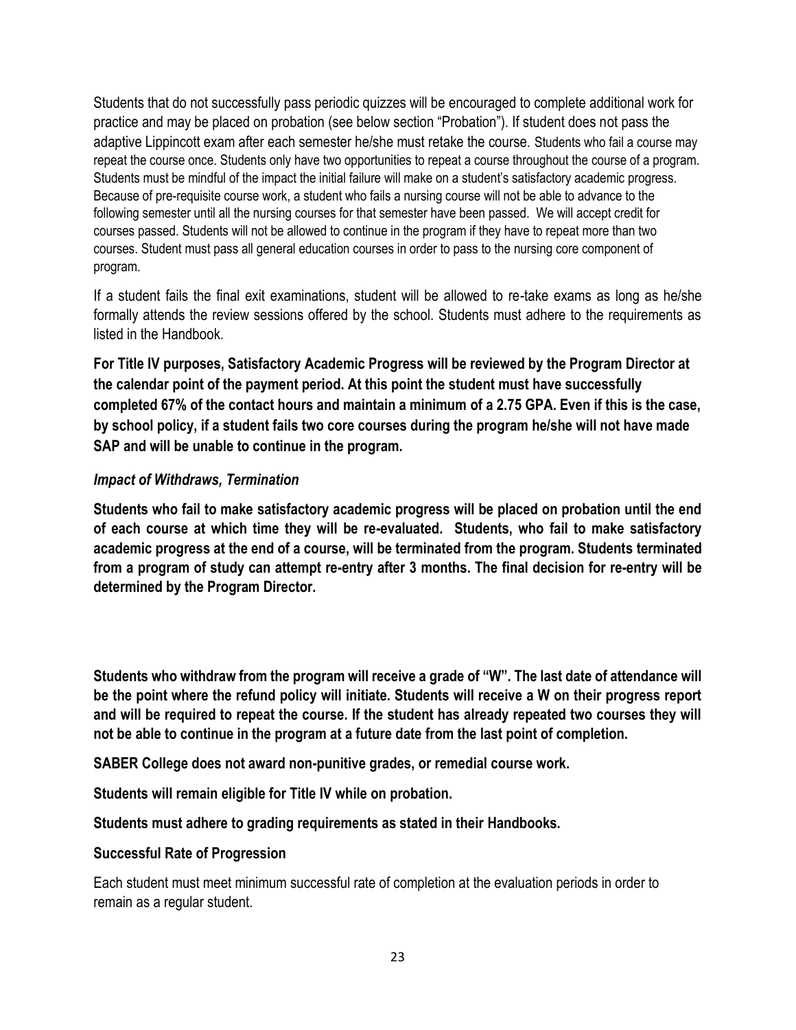Students that do not successfully pass periodic quizzes will be encouraged to complete additional work for practice and may be placed on probation (see below section "Probation"). If student does not pass the adaptive Lippincott exam after each semester he/she must retake the course. Students who fail a course may repeat the course once. Students only have two opportunities to repeat a course throughout the course of a program. Students must be mindful of the impact the initial failure will make on a student's satisfactory academic progress. Because of pre-requisite course work, a student who fails a nursing course will not be able to advance to the following semester until all the nursing courses for that semester have been passed. We will accept credit for courses passed. Students will not be allowed to continue in the program if they have to repeat more than two courses. Student must pass all general education courses in order to pass to the nursing core component of program.

If a student fails the final exit examinations, student will be allowed to re-take exams as long as he/she formally attends the review sessions offered by the school. Students must adhere to the requirements as listed in the Handbook.

**For Title IV purposes, Satisfactory Academic Progress will be reviewed by the Program Director at the calendar point of the payment period. At this point the student must have successfully completed 67% of the contact hours and maintain a minimum of a 2.75 GPA. Even if this is the case, by school policy, if a student fails two core courses during the program he/she will not have made SAP and will be unable to continue in the program.**

***Impact of Withdraws, Termination***

**Students who fail to make satisfactory academic progress will be placed on probation until the end of each course at which time they will be re-evaluated. Students, who fail to make satisfactory academic progress at the end of a course, will be terminated from the program. Students terminated from a program of study can attempt re-entry after 3 months. The final decision for re-entry will be determined by the Program Director.**

**Students who withdraw from the program will receive a grade of "W". The last date of attendance will be the point where the refund policy will initiate. Students will receive a W on their progress report and will be required to repeat the course. If the student has already repeated two courses they will not be able to continue in the program at a future date from the last point of completion.**

**SABER College does not award non-punitive grades, or remedial course work.**

**Students will remain eligible for Title IV while on probation.**

**Students must adhere to grading requirements as stated in their Handbooks.**

**Successful Rate of Progression**

Each student must meet minimum successful rate of completion at the evaluation periods in order to remain as a regular student.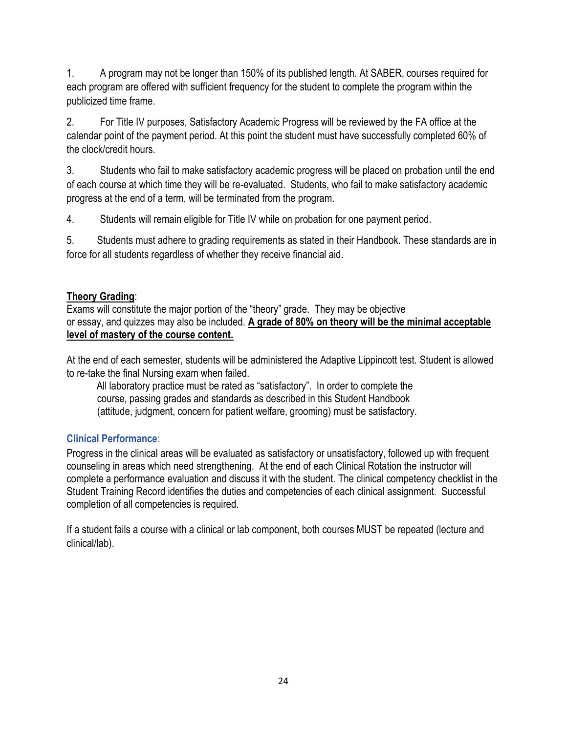1. A program may not be longer than 150% of its published length. At SABER, courses required for each program are offered with sufficient frequency for the student to complete the program within the publicized time frame.

2. For Title IV purposes, Satisfactory Academic Progress will be reviewed by the FA office at the calendar point of the payment period. At this point the student must have successfully completed 60% of the clock/credit hours.

3. Students who fail to make satisfactory academic progress will be placed on probation until the end of each course at which time they will be re-evaluated. Students, who fail to make satisfactory academic progress at the end of a term, will be terminated from the program.

4. Students will remain eligible for Title IV while on probation for one payment period.

5. Students must adhere to grading requirements as stated in their Handbook. These standards are in force for all students regardless of whether they receive financial aid.

**Theory Grading**:
Exams will constitute the major portion of the "theory" grade. They may be objective or essay, and quizzes may also be included. **A grade of 80% on theory will be the minimal acceptable level of mastery of the course content.**

At the end of each semester, students will be administered the Adaptive Lippincott test. Student is allowed to re-take the final Nursing exam when failed.

All laboratory practice must be rated as "satisfactory". In order to complete the course, passing grades and standards as described in this Student Handbook (attitude, judgment, concern for patient welfare, grooming) must be satisfactory.

**Clinical Performance**:
Progress in the clinical areas will be evaluated as satisfactory or unsatisfactory, followed up with frequent counseling in areas which need strengthening. At the end of each Clinical Rotation the instructor will complete a performance evaluation and discuss it with the student. The clinical competency checklist in the Student Training Record identifies the duties and competencies of each clinical assignment. Successful completion of all competencies is required.

If a student fails a course with a clinical or lab component, both courses MUST be repeated (lecture and clinical/lab).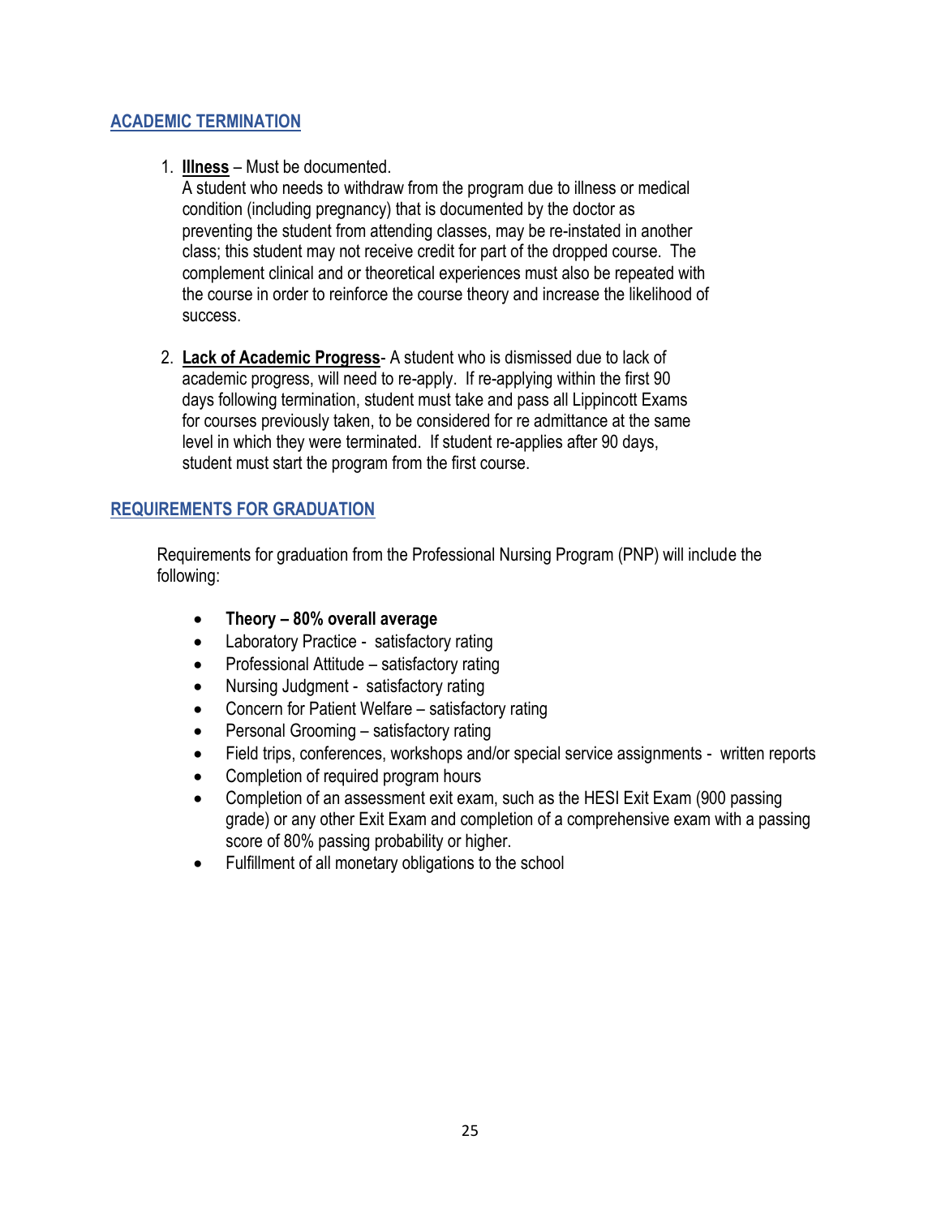## ACADEMIC TERMINATION

1. **Illness** – Must be documented.
   A student who needs to withdraw from the program due to illness or medical condition (including pregnancy) that is documented by the doctor as preventing the student from attending classes, may be re-instated in another class; this student may not receive credit for part of the dropped course. The complement clinical and or theoretical experiences must also be repeated with the course in order to reinforce the course theory and increase the likelihood of success.

2. **Lack of Academic Progress**- A student who is dismissed due to lack of academic progress, will need to re-apply. If re-applying within the first 90 days following termination, student must take and pass all Lippincott Exams for courses previously taken, to be considered for re admittance at the same level in which they were terminated. If student re-applies after 90 days, student must start the program from the first course.

## REQUIREMENTS FOR GRADUATION

Requirements for graduation from the Professional Nursing Program (PNP) will include the following:

- **Theory – 80% overall average**
- Laboratory Practice - satisfactory rating
- Professional Attitude – satisfactory rating
- Nursing Judgment - satisfactory rating
- Concern for Patient Welfare – satisfactory rating
- Personal Grooming – satisfactory rating
- Field trips, conferences, workshops and/or special service assignments - written reports
- Completion of required program hours
- Completion of an assessment exit exam, such as the HESI Exit Exam (900 passing grade) or any other Exit Exam and completion of a comprehensive exam with a passing score of 80% passing probability or higher.
- Fulfillment of all monetary obligations to the school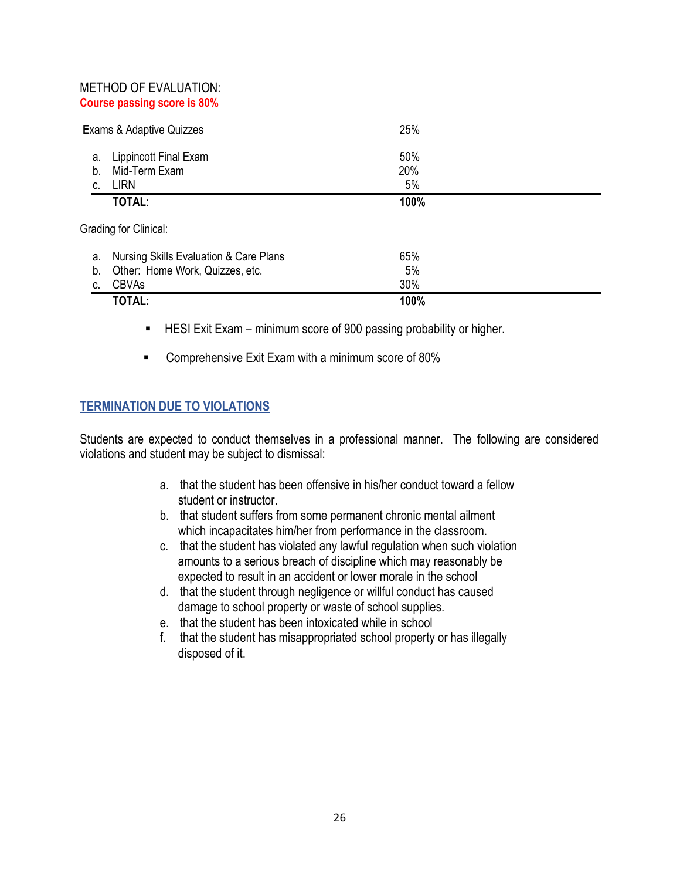METHOD OF EVALUATION:
**Course passing score is 80%**

| **E**xams & Adaptive Quizzes | 25% |
|---|---|
| a. Lippincott Final Exam | 50% |
| b. Mid-Term Exam | 20% |
| c. LIRN | 5% |
| **TOTAL**: | **100%** |

Grading for Clinical:

| | |
|---|---|
| a. Nursing Skills Evaluation & Care Plans | 65% |
| b. Other: Home Work, Quizzes, etc. | 5% |
| c. CBVAs | 30% |
| **TOTAL:** | **100%** |

- HESI Exit Exam – minimum score of 900 passing probability or higher.
- Comprehensive Exit Exam with a minimum score of 80%

## TERMINATION DUE TO VIOLATIONS

Students are expected to conduct themselves in a professional manner. The following are considered violations and student may be subject to dismissal:

a. that the student has been offensive in his/her conduct toward a fellow student or instructor.
b. that student suffers from some permanent chronic mental ailment which incapacitates him/her from performance in the classroom.
c. that the student has violated any lawful regulation when such violation amounts to a serious breach of discipline which may reasonably be expected to result in an accident or lower morale in the school
d. that the student through negligence or willful conduct has caused damage to school property or waste of school supplies.
e. that the student has been intoxicated while in school
f. that the student has misappropriated school property or has illegally disposed of it.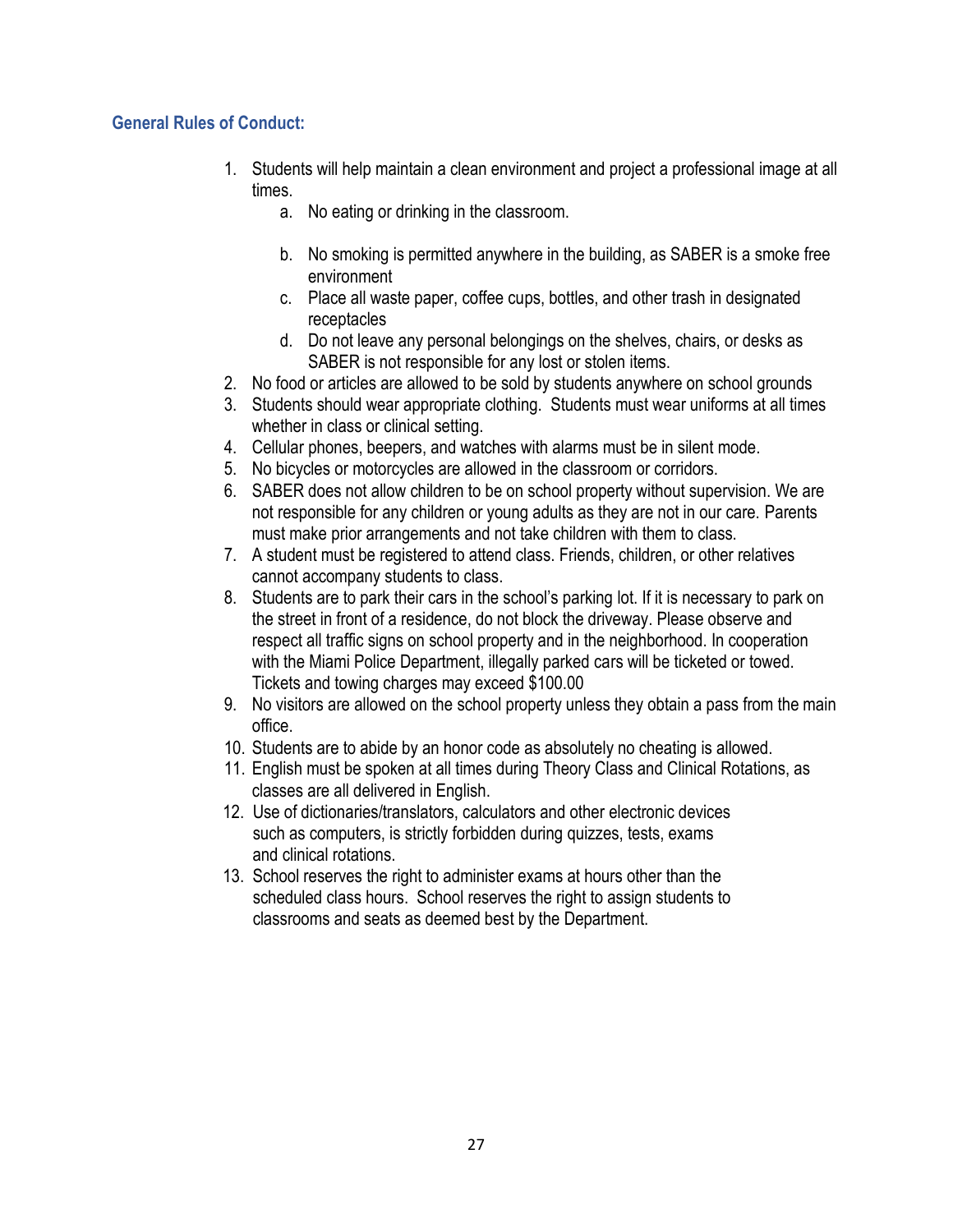### General Rules of Conduct:

1. Students will help maintain a clean environment and project a professional image at all times.
    a. No eating or drinking in the classroom.
    b. No smoking is permitted anywhere in the building, as SABER is a smoke free environment
    c. Place all waste paper, coffee cups, bottles, and other trash in designated receptacles
    d. Do not leave any personal belongings on the shelves, chairs, or desks as SABER is not responsible for any lost or stolen items.
2. No food or articles are allowed to be sold by students anywhere on school grounds
3. Students should wear appropriate clothing. Students must wear uniforms at all times whether in class or clinical setting.
4. Cellular phones, beepers, and watches with alarms must be in silent mode.
5. No bicycles or motorcycles are allowed in the classroom or corridors.
6. SABER does not allow children to be on school property without supervision. We are not responsible for any children or young adults as they are not in our care. Parents must make prior arrangements and not take children with them to class.
7. A student must be registered to attend class. Friends, children, or other relatives cannot accompany students to class.
8. Students are to park their cars in the school's parking lot. If it is necessary to park on the street in front of a residence, do not block the driveway. Please observe and respect all traffic signs on school property and in the neighborhood. In cooperation with the Miami Police Department, illegally parked cars will be ticketed or towed. Tickets and towing charges may exceed $100.00
9. No visitors are allowed on the school property unless they obtain a pass from the main office.
10. Students are to abide by an honor code as absolutely no cheating is allowed.
11. English must be spoken at all times during Theory Class and Clinical Rotations, as classes are all delivered in English.
12. Use of dictionaries/translators, calculators and other electronic devices such as computers, is strictly forbidden during quizzes, tests, exams and clinical rotations.
13. School reserves the right to administer exams at hours other than the scheduled class hours. School reserves the right to assign students to classrooms and seats as deemed best by the Department.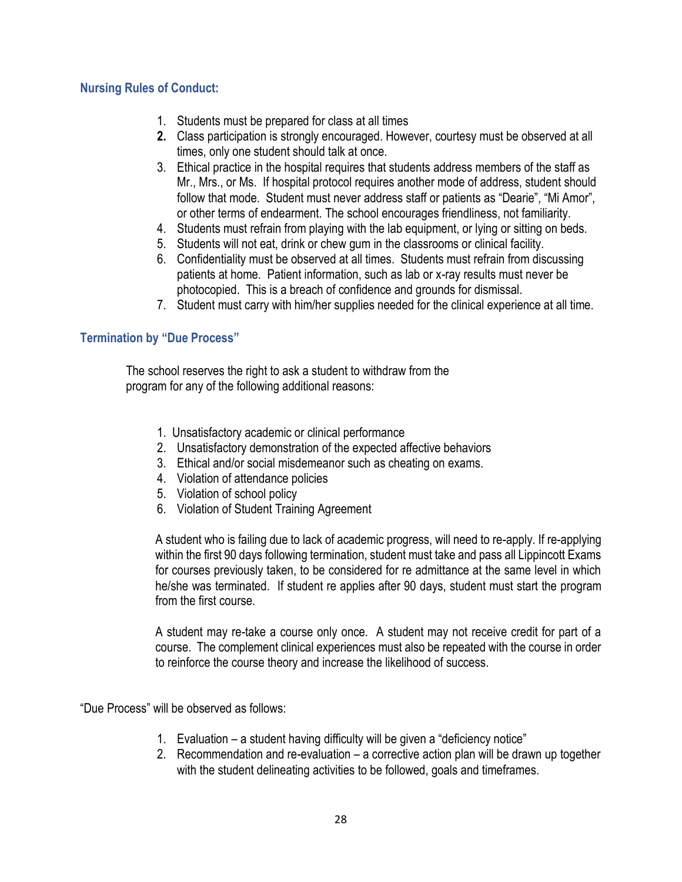### Nursing Rules of Conduct:

1. Students must be prepared for class at all times
2. Class participation is strongly encouraged. However, courtesy must be observed at all times, only one student should talk at once.
3. Ethical practice in the hospital requires that students address members of the staff as Mr., Mrs., or Ms. If hospital protocol requires another mode of address, student should follow that mode. Student must never address staff or patients as "Dearie", "Mi Amor", or other terms of endearment. The school encourages friendliness, not familiarity.
4. Students must refrain from playing with the lab equipment, or lying or sitting on beds.
5. Students will not eat, drink or chew gum in the classrooms or clinical facility.
6. Confidentiality must be observed at all times. Students must refrain from discussing patients at home. Patient information, such as lab or x-ray results must never be photocopied. This is a breach of confidence and grounds for dismissal.
7. Student must carry with him/her supplies needed for the clinical experience at all time.

### Termination by "Due Process"

The school reserves the right to ask a student to withdraw from the program for any of the following additional reasons:

1. Unsatisfactory academic or clinical performance
2. Unsatisfactory demonstration of the expected affective behaviors
3. Ethical and/or social misdemeanor such as cheating on exams.
4. Violation of attendance policies
5. Violation of school policy
6. Violation of Student Training Agreement

A student who is failing due to lack of academic progress, will need to re-apply. If re-applying within the first 90 days following termination, student must take and pass all Lippincott Exams for courses previously taken, to be considered for re admittance at the same level in which he/she was terminated. If student re applies after 90 days, student must start the program from the first course.

A student may re-take a course only once. A student may not receive credit for part of a course. The complement clinical experiences must also be repeated with the course in order to reinforce the course theory and increase the likelihood of success.

"Due Process" will be observed as follows:

1. Evaluation – a student having difficulty will be given a "deficiency notice"
2. Recommendation and re-evaluation – a corrective action plan will be drawn up together with the student delineating activities to be followed, goals and timeframes.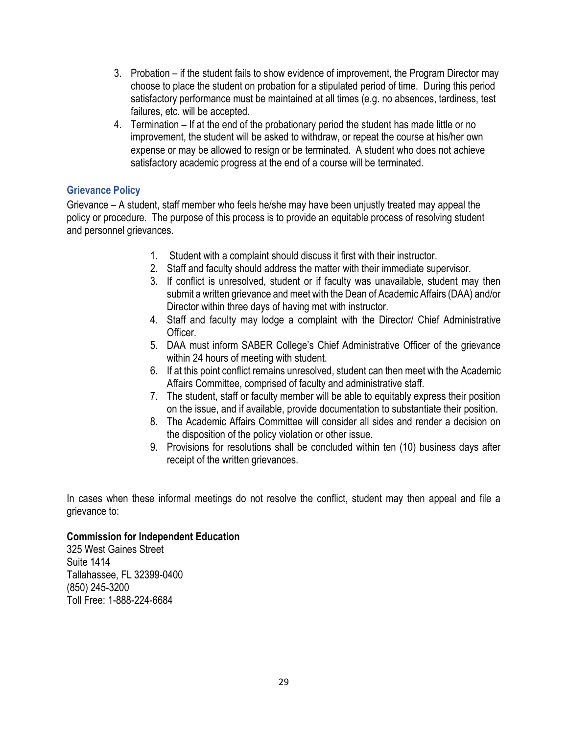3. Probation – if the student fails to show evidence of improvement, the Program Director may choose to place the student on probation for a stipulated period of time. During this period satisfactory performance must be maintained at all times (e.g. no absences, tardiness, test failures, etc. will be accepted.
4. Termination – If at the end of the probationary period the student has made little or no improvement, the student will be asked to withdraw, or repeat the course at his/her own expense or may be allowed to resign or be terminated. A student who does not achieve satisfactory academic progress at the end of a course will be terminated.

### Grievance Policy

Grievance – A student, staff member who feels he/she may have been unjustly treated may appeal the policy or procedure. The purpose of this process is to provide an equitable process of resolving student and personnel grievances.

1. Student with a complaint should discuss it first with their instructor.
2. Staff and faculty should address the matter with their immediate supervisor.
3. If conflict is unresolved, student or if faculty was unavailable, student may then submit a written grievance and meet with the Dean of Academic Affairs (DAA) and/or Director within three days of having met with instructor.
4. Staff and faculty may lodge a complaint with the Director/ Chief Administrative Officer.
5. DAA must inform SABER College's Chief Administrative Officer of the grievance within 24 hours of meeting with student.
6. If at this point conflict remains unresolved, student can then meet with the Academic Affairs Committee, comprised of faculty and administrative staff.
7. The student, staff or faculty member will be able to equitably express their position on the issue, and if available, provide documentation to substantiate their position.
8. The Academic Affairs Committee will consider all sides and render a decision on the disposition of the policy violation or other issue.
9. Provisions for resolutions shall be concluded within ten (10) business days after receipt of the written grievances.

In cases when these informal meetings do not resolve the conflict, student may then appeal and file a grievance to:

**Commission for Independent Education**
325 West Gaines Street
Suite 1414
Tallahassee, FL 32399-0400
(850) 245-3200
Toll Free: 1-888-224-6684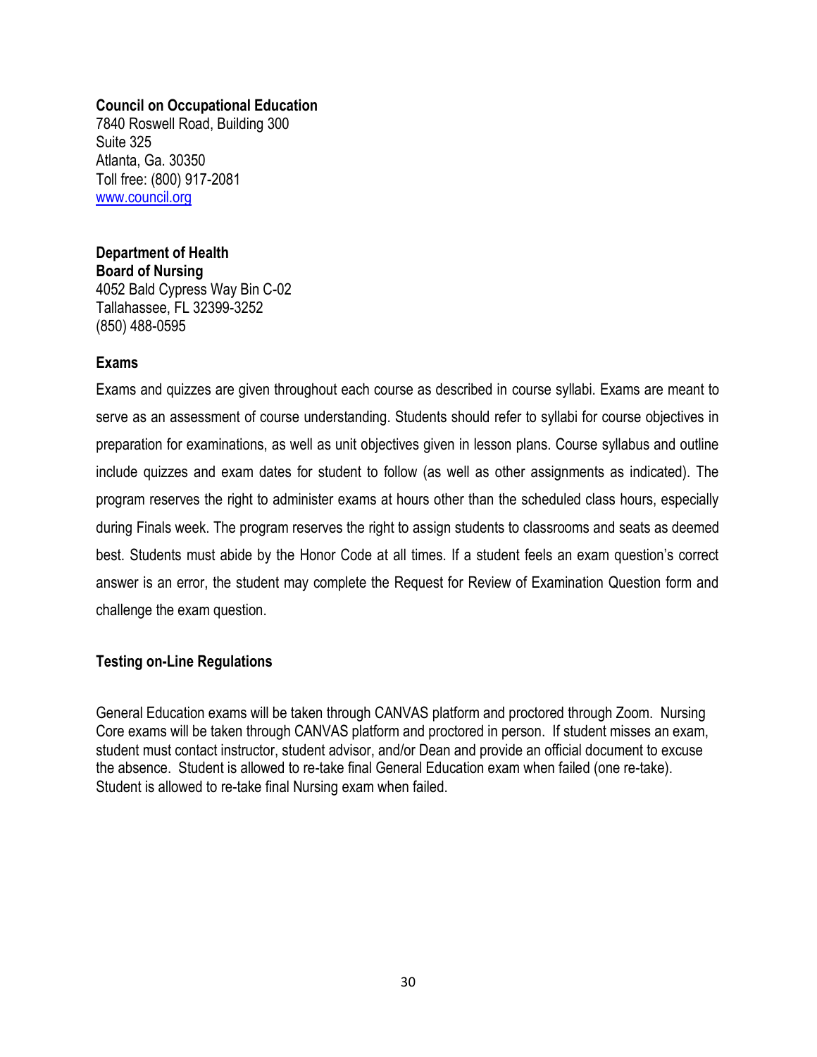**Council on Occupational Education**
7840 Roswell Road, Building 300
Suite 325
Atlanta, Ga. 30350
Toll free: (800) 917-2081
www.council.org

**Department of Health**
**Board of Nursing**
4052 Bald Cypress Way Bin C-02
Tallahassee, FL 32399-3252
(850) 488-0595

### Exams

Exams and quizzes are given throughout each course as described in course syllabi. Exams are meant to serve as an assessment of course understanding. Students should refer to syllabi for course objectives in preparation for examinations, as well as unit objectives given in lesson plans. Course syllabus and outline include quizzes and exam dates for student to follow (as well as other assignments as indicated). The program reserves the right to administer exams at hours other than the scheduled class hours, especially during Finals week. The program reserves the right to assign students to classrooms and seats as deemed best. Students must abide by the Honor Code at all times. If a student feels an exam question's correct answer is an error, the student may complete the Request for Review of Examination Question form and challenge the exam question.

### Testing on-Line Regulations

General Education exams will be taken through CANVAS platform and proctored through Zoom. Nursing Core exams will be taken through CANVAS platform and proctored in person. If student misses an exam, student must contact instructor, student advisor, and/or Dean and provide an official document to excuse the absence. Student is allowed to re-take final General Education exam when failed (one re-take). Student is allowed to re-take final Nursing exam when failed.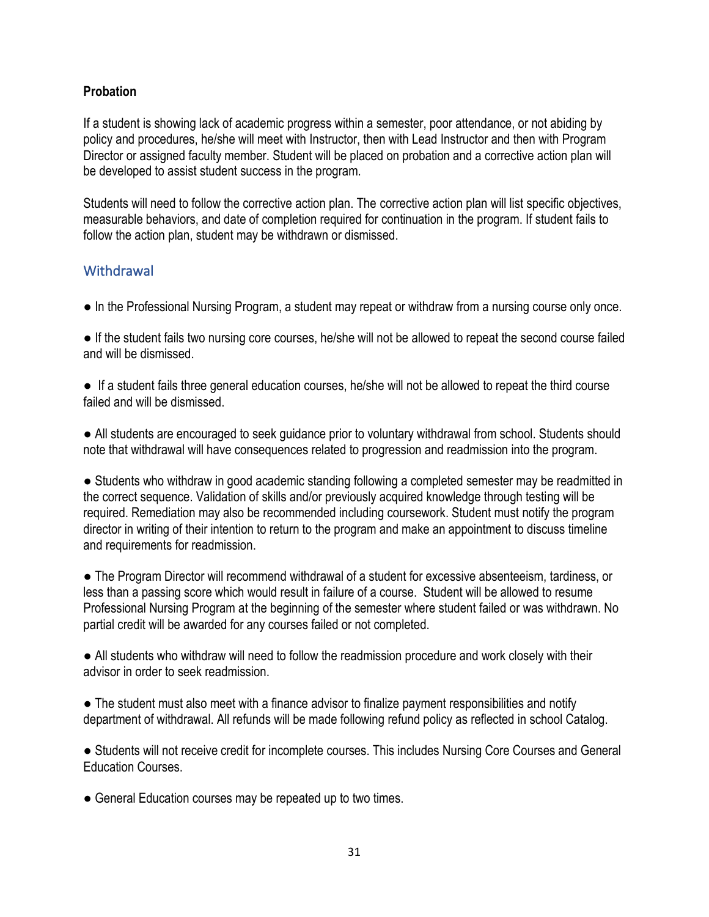**Probation**

If a student is showing lack of academic progress within a semester, poor attendance, or not abiding by policy and procedures, he/she will meet with Instructor, then with Lead Instructor and then with Program Director or assigned faculty member. Student will be placed on probation and a corrective action plan will be developed to assist student success in the program.

Students will need to follow the corrective action plan. The corrective action plan will list specific objectives, measurable behaviors, and date of completion required for continuation in the program. If student fails to follow the action plan, student may be withdrawn or dismissed.

## Withdrawal

- In the Professional Nursing Program, a student may repeat or withdraw from a nursing course only once.
- If the student fails two nursing core courses, he/she will not be allowed to repeat the second course failed and will be dismissed.
- If a student fails three general education courses, he/she will not be allowed to repeat the third course failed and will be dismissed.
- All students are encouraged to seek guidance prior to voluntary withdrawal from school. Students should note that withdrawal will have consequences related to progression and readmission into the program.
- Students who withdraw in good academic standing following a completed semester may be readmitted in the correct sequence. Validation of skills and/or previously acquired knowledge through testing will be required. Remediation may also be recommended including coursework. Student must notify the program director in writing of their intention to return to the program and make an appointment to discuss timeline and requirements for readmission.
- The Program Director will recommend withdrawal of a student for excessive absenteeism, tardiness, or less than a passing score which would result in failure of a course. Student will be allowed to resume Professional Nursing Program at the beginning of the semester where student failed or was withdrawn. No partial credit will be awarded for any courses failed or not completed.
- All students who withdraw will need to follow the readmission procedure and work closely with their advisor in order to seek readmission.
- The student must also meet with a finance advisor to finalize payment responsibilities and notify department of withdrawal. All refunds will be made following refund policy as reflected in school Catalog.
- Students will not receive credit for incomplete courses. This includes Nursing Core Courses and General Education Courses.
- General Education courses may be repeated up to two times.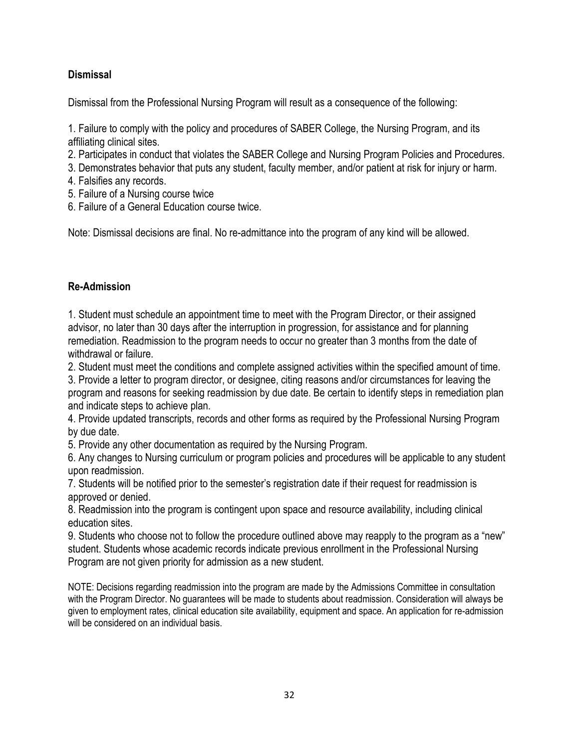## Dismissal

Dismissal from the Professional Nursing Program will result as a consequence of the following:

1. Failure to comply with the policy and procedures of SABER College, the Nursing Program, and its affiliating clinical sites.
2. Participates in conduct that violates the SABER College and Nursing Program Policies and Procedures.
3. Demonstrates behavior that puts any student, faculty member, and/or patient at risk for injury or harm.
4. Falsifies any records.
5. Failure of a Nursing course twice
6. Failure of a General Education course twice.

Note: Dismissal decisions are final. No re-admittance into the program of any kind will be allowed.

## Re-Admission

1. Student must schedule an appointment time to meet with the Program Director, or their assigned advisor, no later than 30 days after the interruption in progression, for assistance and for planning remediation. Readmission to the program needs to occur no greater than 3 months from the date of withdrawal or failure.
2. Student must meet the conditions and complete assigned activities within the specified amount of time.
3. Provide a letter to program director, or designee, citing reasons and/or circumstances for leaving the program and reasons for seeking readmission by due date. Be certain to identify steps in remediation plan and indicate steps to achieve plan.
4. Provide updated transcripts, records and other forms as required by the Professional Nursing Program by due date.
5. Provide any other documentation as required by the Nursing Program.
6. Any changes to Nursing curriculum or program policies and procedures will be applicable to any student upon readmission.
7. Students will be notified prior to the semester's registration date if their request for readmission is approved or denied.
8. Readmission into the program is contingent upon space and resource availability, including clinical education sites.
9. Students who choose not to follow the procedure outlined above may reapply to the program as a "new" student. Students whose academic records indicate previous enrollment in the Professional Nursing Program are not given priority for admission as a new student.

NOTE: Decisions regarding readmission into the program are made by the Admissions Committee in consultation with the Program Director. No guarantees will be made to students about readmission. Consideration will always be given to employment rates, clinical education site availability, equipment and space. An application for re-admission will be considered on an individual basis.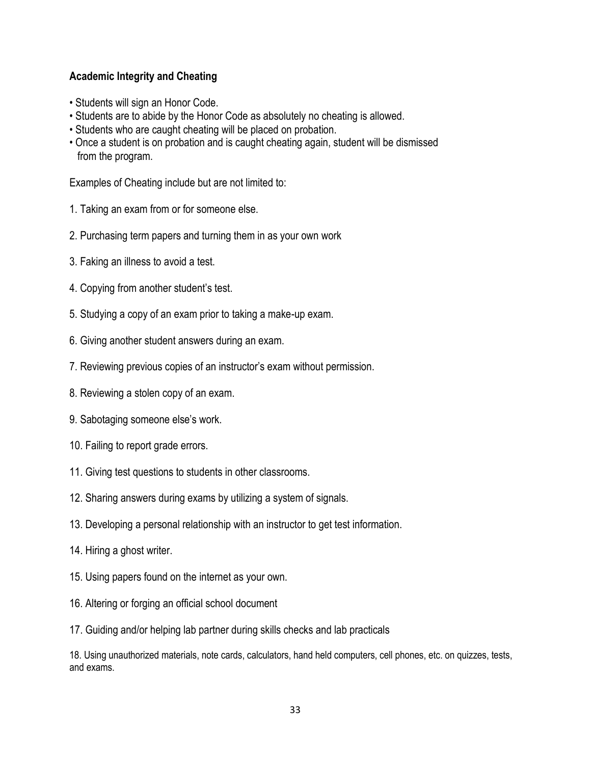### Academic Integrity and Cheating

- Students will sign an Honor Code.
- Students are to abide by the Honor Code as absolutely no cheating is allowed.
- Students who are caught cheating will be placed on probation.
- Once a student is on probation and is caught cheating again, student will be dismissed from the program.

Examples of Cheating include but are not limited to:

1. Taking an exam from or for someone else.
2. Purchasing term papers and turning them in as your own work
3. Faking an illness to avoid a test.
4. Copying from another student's test.
5. Studying a copy of an exam prior to taking a make-up exam.
6. Giving another student answers during an exam.
7. Reviewing previous copies of an instructor's exam without permission.
8. Reviewing a stolen copy of an exam.
9. Sabotaging someone else's work.
10. Failing to report grade errors.
11. Giving test questions to students in other classrooms.
12. Sharing answers during exams by utilizing a system of signals.
13. Developing a personal relationship with an instructor to get test information.
14. Hiring a ghost writer.
15. Using papers found on the internet as your own.
16. Altering or forging an official school document
17. Guiding and/or helping lab partner during skills checks and lab practicals
18. Using unauthorized materials, note cards, calculators, hand held computers, cell phones, etc. on quizzes, tests, and exams.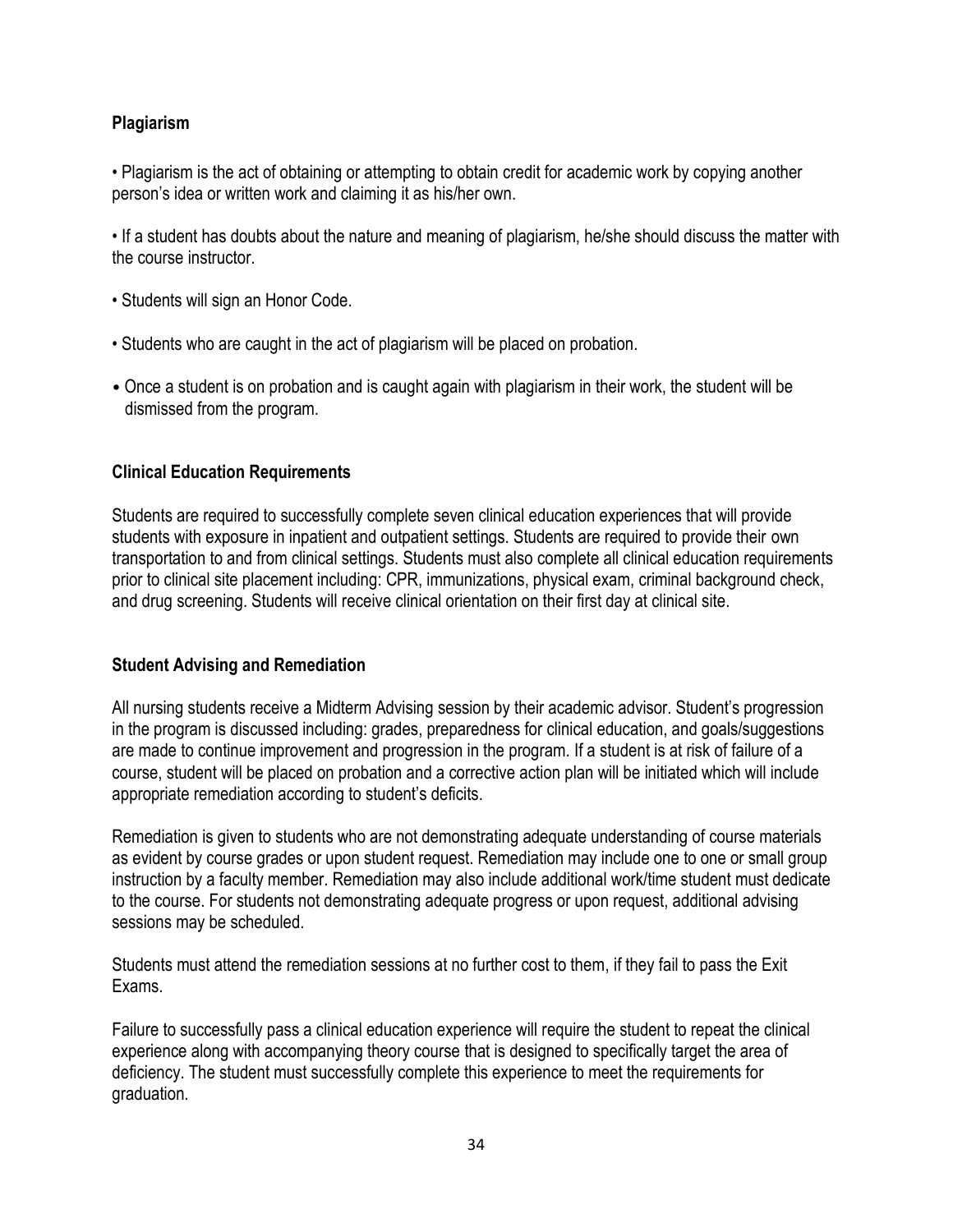### Plagiarism

- Plagiarism is the act of obtaining or attempting to obtain credit for academic work by copying another person's idea or written work and claiming it as his/her own.
- If a student has doubts about the nature and meaning of plagiarism, he/she should discuss the matter with the course instructor.
- Students will sign an Honor Code.
- Students who are caught in the act of plagiarism will be placed on probation.
- Once a student is on probation and is caught again with plagiarism in their work, the student will be dismissed from the program.

### Clinical Education Requirements

Students are required to successfully complete seven clinical education experiences that will provide students with exposure in inpatient and outpatient settings. Students are required to provide their own transportation to and from clinical settings. Students must also complete all clinical education requirements prior to clinical site placement including: CPR, immunizations, physical exam, criminal background check, and drug screening. Students will receive clinical orientation on their first day at clinical site.

### Student Advising and Remediation

All nursing students receive a Midterm Advising session by their academic advisor. Student's progression in the program is discussed including: grades, preparedness for clinical education, and goals/suggestions are made to continue improvement and progression in the program. If a student is at risk of failure of a course, student will be placed on probation and a corrective action plan will be initiated which will include appropriate remediation according to student's deficits.

Remediation is given to students who are not demonstrating adequate understanding of course materials as evident by course grades or upon student request. Remediation may include one to one or small group instruction by a faculty member. Remediation may also include additional work/time student must dedicate to the course. For students not demonstrating adequate progress or upon request, additional advising sessions may be scheduled.

Students must attend the remediation sessions at no further cost to them, if they fail to pass the Exit Exams.

Failure to successfully pass a clinical education experience will require the student to repeat the clinical experience along with accompanying theory course that is designed to specifically target the area of deficiency. The student must successfully complete this experience to meet the requirements for graduation.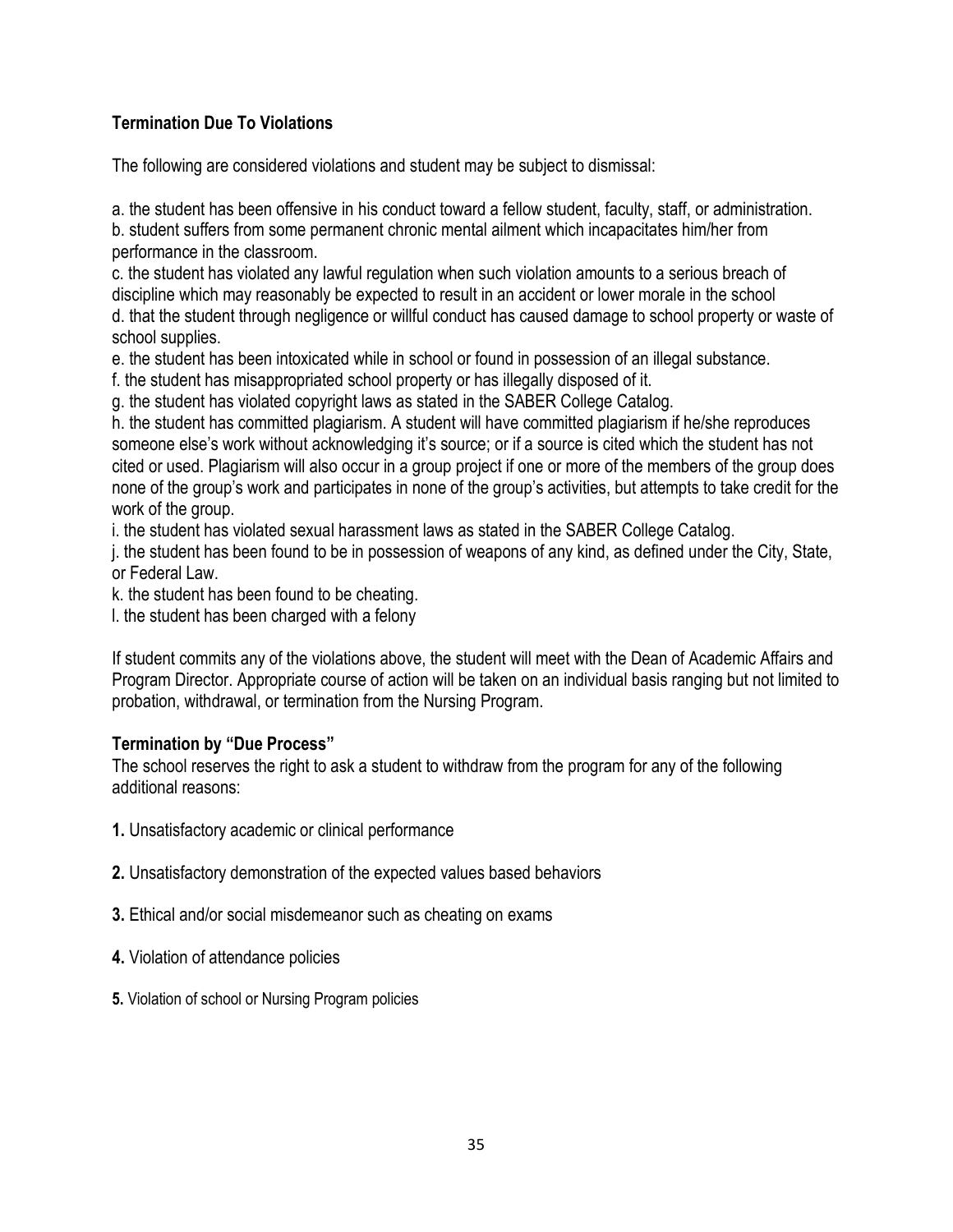### Termination Due To Violations

The following are considered violations and student may be subject to dismissal:

a. the student has been offensive in his conduct toward a fellow student, faculty, staff, or administration.
b. student suffers from some permanent chronic mental ailment which incapacitates him/her from performance in the classroom.
c. the student has violated any lawful regulation when such violation amounts to a serious breach of discipline which may reasonably be expected to result in an accident or lower morale in the school
d. that the student through negligence or willful conduct has caused damage to school property or waste of school supplies.
e. the student has been intoxicated while in school or found in possession of an illegal substance.
f. the student has misappropriated school property or has illegally disposed of it.
g. the student has violated copyright laws as stated in the SABER College Catalog.
h. the student has committed plagiarism. A student will have committed plagiarism if he/she reproduces someone else's work without acknowledging it's source; or if a source is cited which the student has not cited or used. Plagiarism will also occur in a group project if one or more of the members of the group does none of the group's work and participates in none of the group's activities, but attempts to take credit for the work of the group.
i. the student has violated sexual harassment laws as stated in the SABER College Catalog.
j. the student has been found to be in possession of weapons of any kind, as defined under the City, State, or Federal Law.
k. the student has been found to be cheating.
l. the student has been charged with a felony

If student commits any of the violations above, the student will meet with the Dean of Academic Affairs and Program Director. Appropriate course of action will be taken on an individual basis ranging but not limited to probation, withdrawal, or termination from the Nursing Program.

### Termination by "Due Process"

The school reserves the right to ask a student to withdraw from the program for any of the following additional reasons:

**1.** Unsatisfactory academic or clinical performance

**2.** Unsatisfactory demonstration of the expected values based behaviors

**3.** Ethical and/or social misdemeanor such as cheating on exams

**4.** Violation of attendance policies

**5.** Violation of school or Nursing Program policies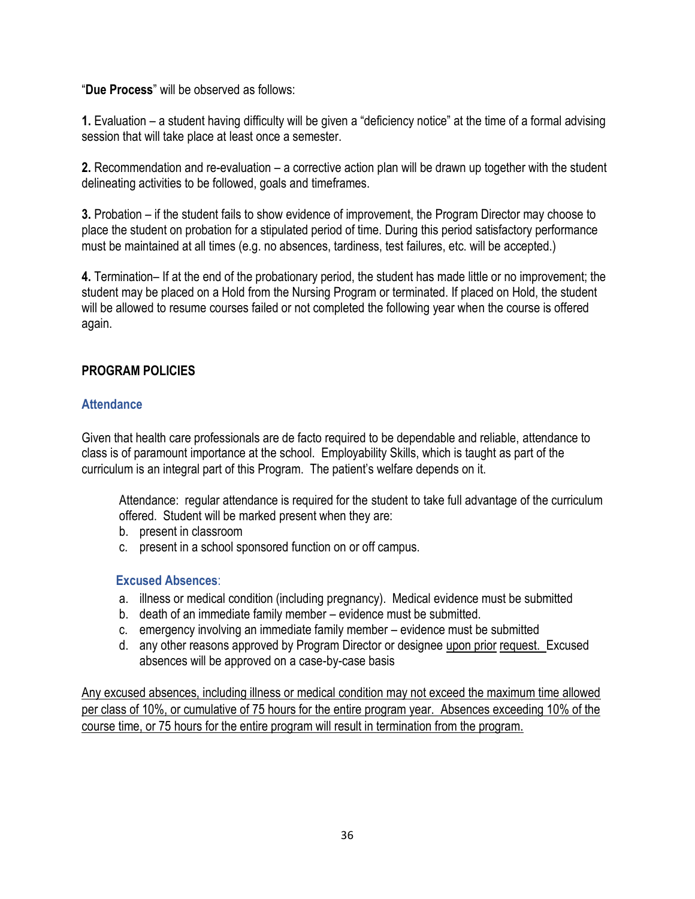"**Due Process**" will be observed as follows:

**1.** Evaluation – a student having difficulty will be given a "deficiency notice" at the time of a formal advising session that will take place at least once a semester.

**2.** Recommendation and re-evaluation – a corrective action plan will be drawn up together with the student delineating activities to be followed, goals and timeframes.

**3.** Probation – if the student fails to show evidence of improvement, the Program Director may choose to place the student on probation for a stipulated period of time. During this period satisfactory performance must be maintained at all times (e.g. no absences, tardiness, test failures, etc. will be accepted.)

**4.** Termination– If at the end of the probationary period, the student has made little or no improvement; the student may be placed on a Hold from the Nursing Program or terminated. If placed on Hold, the student will be allowed to resume courses failed or not completed the following year when the course is offered again.

## PROGRAM POLICIES

### Attendance

Given that health care professionals are de facto required to be dependable and reliable, attendance to class is of paramount importance at the school. Employability Skills, which is taught as part of the curriculum is an integral part of this Program. The patient's welfare depends on it.

Attendance: regular attendance is required for the student to take full advantage of the curriculum offered. Student will be marked present when they are:

b. present in classroom
c. present in a school sponsored function on or off campus.

### Excused Absences:

a. illness or medical condition (including pregnancy). Medical evidence must be submitted
b. death of an immediate family member – evidence must be submitted.
c. emergency involving an immediate family member – evidence must be submitted
d. any other reasons approved by Program Director or designee upon prior request. Excused absences will be approved on a case-by-case basis

Any excused absences, including illness or medical condition may not exceed the maximum time allowed per class of 10%, or cumulative of 75 hours for the entire program year. Absences exceeding 10% of the course time, or 75 hours for the entire program will result in termination from the program.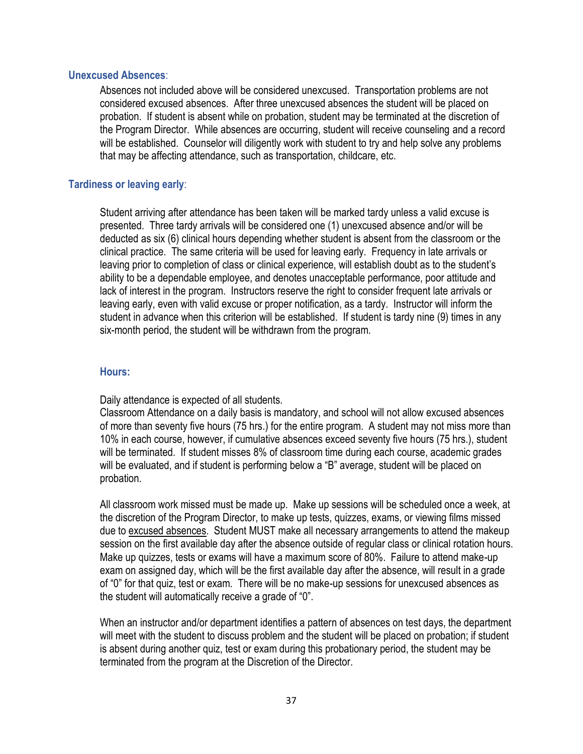### Unexcused Absences:

Absences not included above will be considered unexcused. Transportation problems are not considered excused absences. After three unexcused absences the student will be placed on probation. If student is absent while on probation, student may be terminated at the discretion of the Program Director. While absences are occurring, student will receive counseling and a record will be established. Counselor will diligently work with student to try and help solve any problems that may be affecting attendance, such as transportation, childcare, etc.

### Tardiness or leaving early:

Student arriving after attendance has been taken will be marked tardy unless a valid excuse is presented. Three tardy arrivals will be considered one (1) unexcused absence and/or will be deducted as six (6) clinical hours depending whether student is absent from the classroom or the clinical practice. The same criteria will be used for leaving early. Frequency in late arrivals or leaving prior to completion of class or clinical experience, will establish doubt as to the student's ability to be a dependable employee, and denotes unacceptable performance, poor attitude and lack of interest in the program. Instructors reserve the right to consider frequent late arrivals or leaving early, even with valid excuse or proper notification, as a tardy. Instructor will inform the student in advance when this criterion will be established. If student is tardy nine (9) times in any six-month period, the student will be withdrawn from the program.

### Hours:

Daily attendance is expected of all students.
Classroom Attendance on a daily basis is mandatory, and school will not allow excused absences of more than seventy five hours (75 hrs.) for the entire program. A student may not miss more than 10% in each course, however, if cumulative absences exceed seventy five hours (75 hrs.), student will be terminated. If student misses 8% of classroom time during each course, academic grades will be evaluated, and if student is performing below a "B" average, student will be placed on probation.

All classroom work missed must be made up. Make up sessions will be scheduled once a week, at the discretion of the Program Director, to make up tests, quizzes, exams, or viewing films missed due to <u>excused absences</u>. Student MUST make all necessary arrangements to attend the makeup session on the first available day after the absence outside of regular class or clinical rotation hours. Make up quizzes, tests or exams will have a maximum score of 80%. Failure to attend make-up exam on assigned day, which will be the first available day after the absence, will result in a grade of "0" for that quiz, test or exam. There will be no make-up sessions for unexcused absences as the student will automatically receive a grade of "0".

When an instructor and/or department identifies a pattern of absences on test days, the department will meet with the student to discuss problem and the student will be placed on probation; if student is absent during another quiz, test or exam during this probationary period, the student may be terminated from the program at the Discretion of the Director.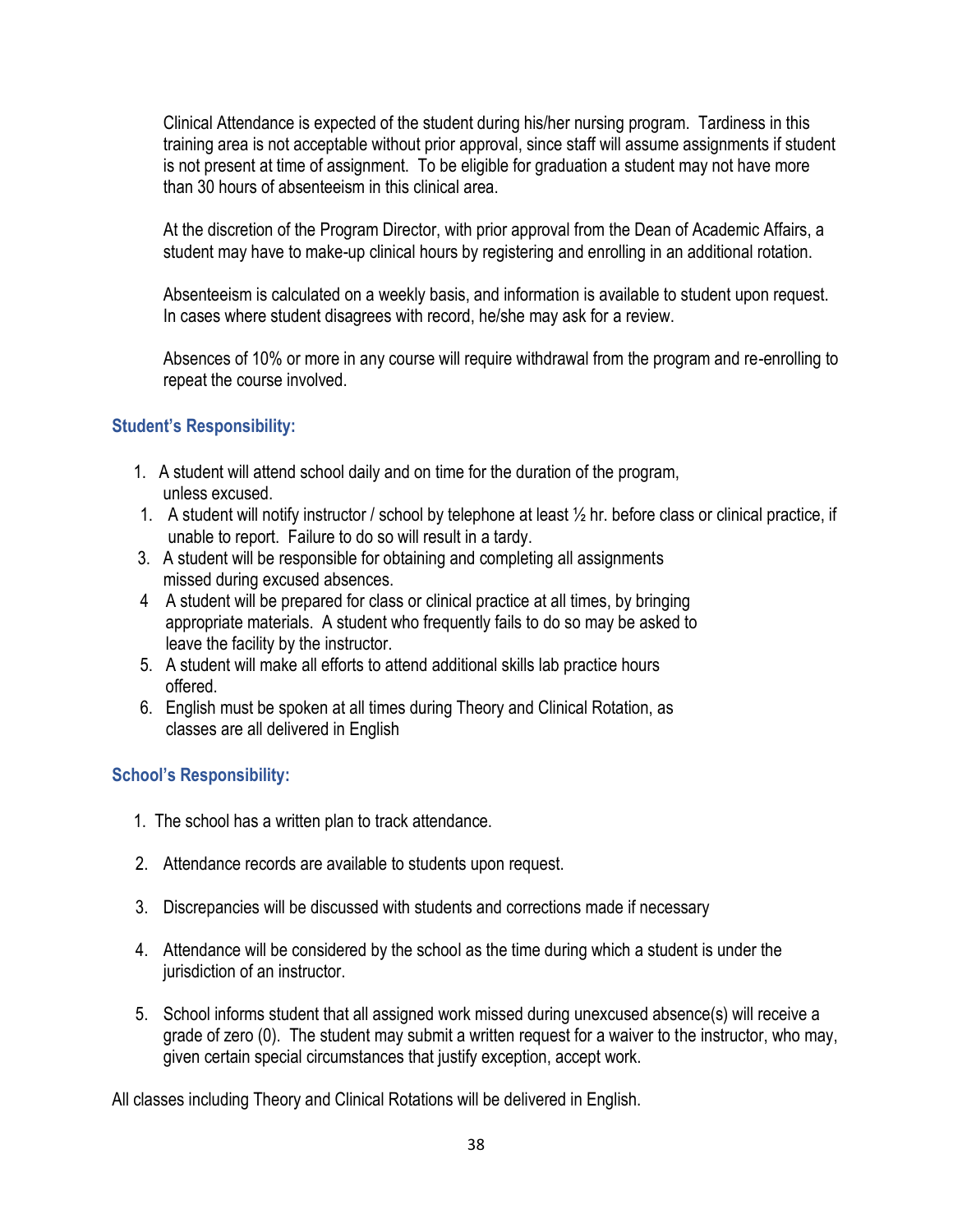Clinical Attendance is expected of the student during his/her nursing program. Tardiness in this training area is not acceptable without prior approval, since staff will assume assignments if student is not present at time of assignment. To be eligible for graduation a student may not have more than 30 hours of absenteeism in this clinical area.

At the discretion of the Program Director, with prior approval from the Dean of Academic Affairs, a student may have to make-up clinical hours by registering and enrolling in an additional rotation.

Absenteeism is calculated on a weekly basis, and information is available to student upon request. In cases where student disagrees with record, he/she may ask for a review.

Absences of 10% or more in any course will require withdrawal from the program and re-enrolling to repeat the course involved.

### Student's Responsibility:

1. A student will attend school daily and on time for the duration of the program, unless excused.
1. A student will notify instructor / school by telephone at least ½ hr. before class or clinical practice, if unable to report. Failure to do so will result in a tardy.
3. A student will be responsible for obtaining and completing all assignments missed during excused absences.
4 A student will be prepared for class or clinical practice at all times, by bringing appropriate materials. A student who frequently fails to do so may be asked to leave the facility by the instructor.
5. A student will make all efforts to attend additional skills lab practice hours offered.
6. English must be spoken at all times during Theory and Clinical Rotation, as classes are all delivered in English

### School's Responsibility:

1. The school has a written plan to track attendance.
2. Attendance records are available to students upon request.
3. Discrepancies will be discussed with students and corrections made if necessary
4. Attendance will be considered by the school as the time during which a student is under the jurisdiction of an instructor.
5. School informs student that all assigned work missed during unexcused absence(s) will receive a grade of zero (0). The student may submit a written request for a waiver to the instructor, who may, given certain special circumstances that justify exception, accept work.

All classes including Theory and Clinical Rotations will be delivered in English.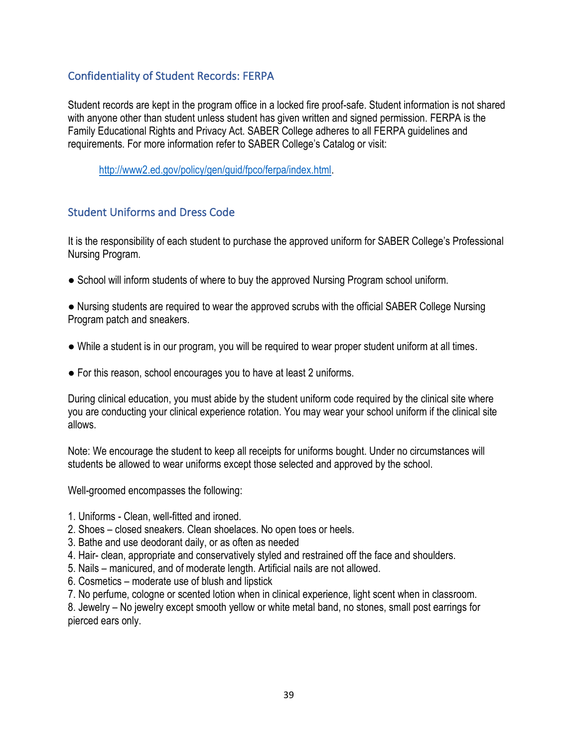## Confidentiality of Student Records: FERPA

Student records are kept in the program office in a locked fire proof-safe. Student information is not shared with anyone other than student unless student has given written and signed permission. FERPA is the Family Educational Rights and Privacy Act. SABER College adheres to all FERPA guidelines and requirements. For more information refer to SABER College's Catalog or visit:

http://www2.ed.gov/policy/gen/guid/fpco/ferpa/index.html.

## Student Uniforms and Dress Code

It is the responsibility of each student to purchase the approved uniform for SABER College's Professional Nursing Program.

● School will inform students of where to buy the approved Nursing Program school uniform.

● Nursing students are required to wear the approved scrubs with the official SABER College Nursing Program patch and sneakers.

● While a student is in our program, you will be required to wear proper student uniform at all times.

● For this reason, school encourages you to have at least 2 uniforms.

During clinical education, you must abide by the student uniform code required by the clinical site where you are conducting your clinical experience rotation. You may wear your school uniform if the clinical site allows.

Note: We encourage the student to keep all receipts for uniforms bought. Under no circumstances will students be allowed to wear uniforms except those selected and approved by the school.

Well-groomed encompasses the following:

1. Uniforms - Clean, well-fitted and ironed.
2. Shoes – closed sneakers. Clean shoelaces. No open toes or heels.
3. Bathe and use deodorant daily, or as often as needed
4. Hair- clean, appropriate and conservatively styled and restrained off the face and shoulders.
5. Nails – manicured, and of moderate length. Artificial nails are not allowed.
6. Cosmetics – moderate use of blush and lipstick
7. No perfume, cologne or scented lotion when in clinical experience, light scent when in classroom.
8. Jewelry – No jewelry except smooth yellow or white metal band, no stones, small post earrings for pierced ears only.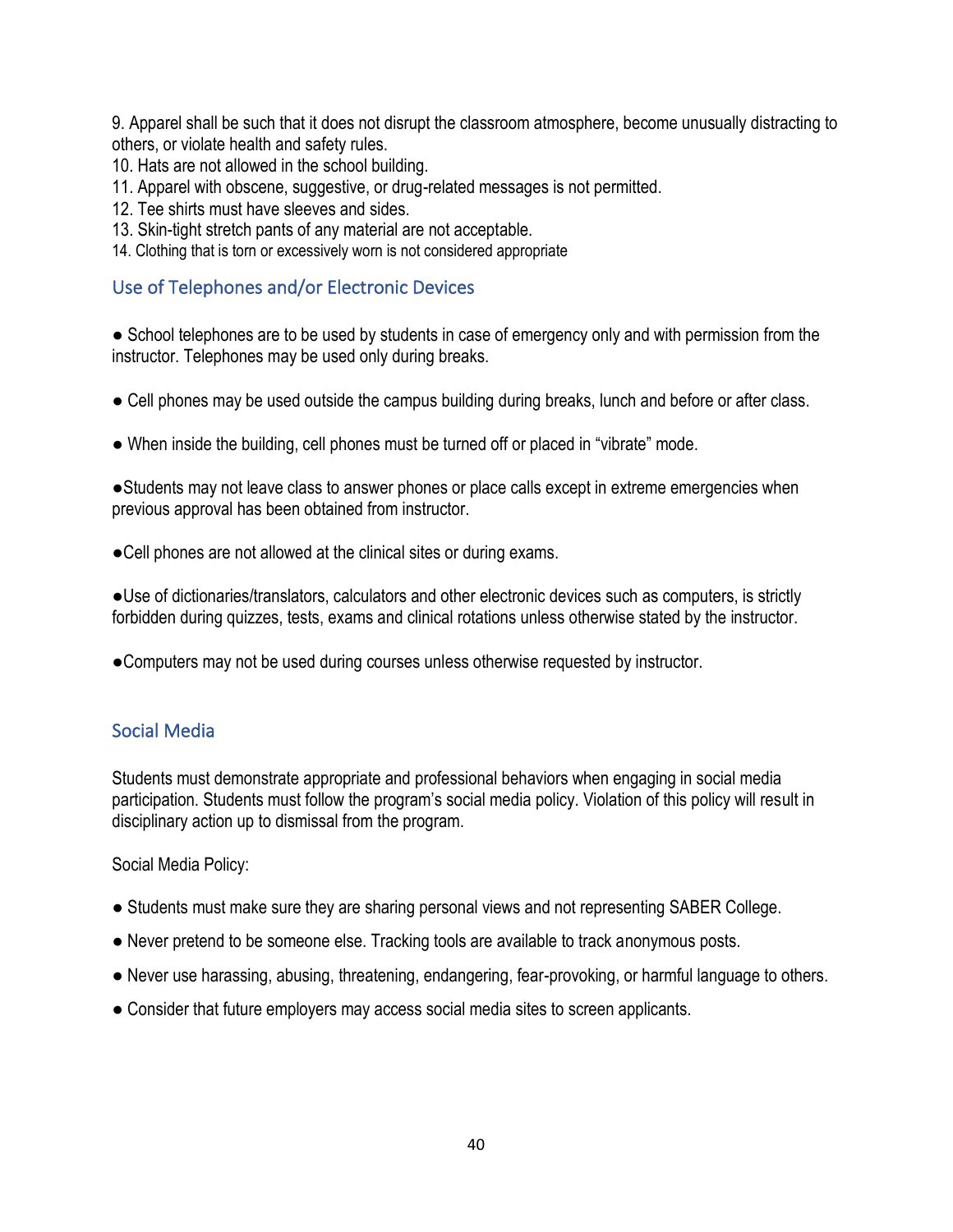9. Apparel shall be such that it does not disrupt the classroom atmosphere, become unusually distracting to others, or violate health and safety rules.
10. Hats are not allowed in the school building.
11. Apparel with obscene, suggestive, or drug-related messages is not permitted.
12. Tee shirts must have sleeves and sides.
13. Skin-tight stretch pants of any material are not acceptable.
14. Clothing that is torn or excessively worn is not considered appropriate

## Use of Telephones and/or Electronic Devices

- School telephones are to be used by students in case of emergency only and with permission from the instructor. Telephones may be used only during breaks.

- Cell phones may be used outside the campus building during breaks, lunch and before or after class.

- When inside the building, cell phones must be turned off or placed in "vibrate" mode.

- Students may not leave class to answer phones or place calls except in extreme emergencies when previous approval has been obtained from instructor.

- Cell phones are not allowed at the clinical sites or during exams.

- Use of dictionaries/translators, calculators and other electronic devices such as computers, is strictly forbidden during quizzes, tests, exams and clinical rotations unless otherwise stated by the instructor.

- Computers may not be used during courses unless otherwise requested by instructor.

## Social Media

Students must demonstrate appropriate and professional behaviors when engaging in social media participation. Students must follow the program's social media policy. Violation of this policy will result in disciplinary action up to dismissal from the program.

Social Media Policy:

- Students must make sure they are sharing personal views and not representing SABER College.

- Never pretend to be someone else. Tracking tools are available to track anonymous posts.

- Never use harassing, abusing, threatening, endangering, fear-provoking, or harmful language to others.

- Consider that future employers may access social media sites to screen applicants.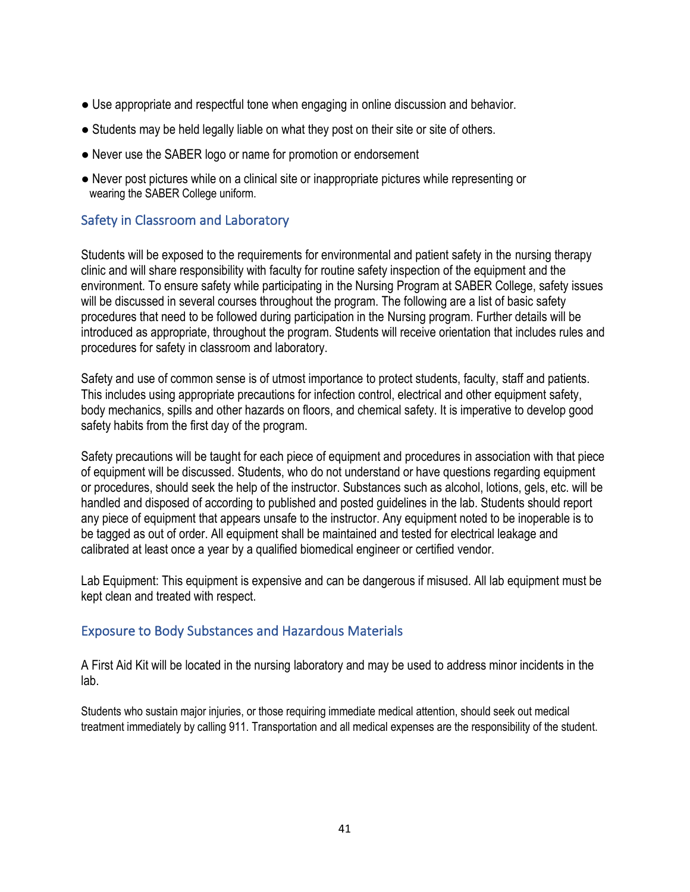- Use appropriate and respectful tone when engaging in online discussion and behavior.
- Students may be held legally liable on what they post on their site or site of others.
- Never use the SABER logo or name for promotion or endorsement
- Never post pictures while on a clinical site or inappropriate pictures while representing or wearing the SABER College uniform.

## Safety in Classroom and Laboratory

Students will be exposed to the requirements for environmental and patient safety in the nursing therapy clinic and will share responsibility with faculty for routine safety inspection of the equipment and the environment. To ensure safety while participating in the Nursing Program at SABER College, safety issues will be discussed in several courses throughout the program. The following are a list of basic safety procedures that need to be followed during participation in the Nursing program. Further details will be introduced as appropriate, throughout the program. Students will receive orientation that includes rules and procedures for safety in classroom and laboratory.

Safety and use of common sense is of utmost importance to protect students, faculty, staff and patients. This includes using appropriate precautions for infection control, electrical and other equipment safety, body mechanics, spills and other hazards on floors, and chemical safety. It is imperative to develop good safety habits from the first day of the program.

Safety precautions will be taught for each piece of equipment and procedures in association with that piece of equipment will be discussed. Students, who do not understand or have questions regarding equipment or procedures, should seek the help of the instructor. Substances such as alcohol, lotions, gels, etc. will be handled and disposed of according to published and posted guidelines in the lab. Students should report any piece of equipment that appears unsafe to the instructor. Any equipment noted to be inoperable is to be tagged as out of order. All equipment shall be maintained and tested for electrical leakage and calibrated at least once a year by a qualified biomedical engineer or certified vendor.

Lab Equipment: This equipment is expensive and can be dangerous if misused. All lab equipment must be kept clean and treated with respect.

## Exposure to Body Substances and Hazardous Materials

A First Aid Kit will be located in the nursing laboratory and may be used to address minor incidents in the lab.

Students who sustain major injuries, or those requiring immediate medical attention, should seek out medical treatment immediately by calling 911. Transportation and all medical expenses are the responsibility of the student.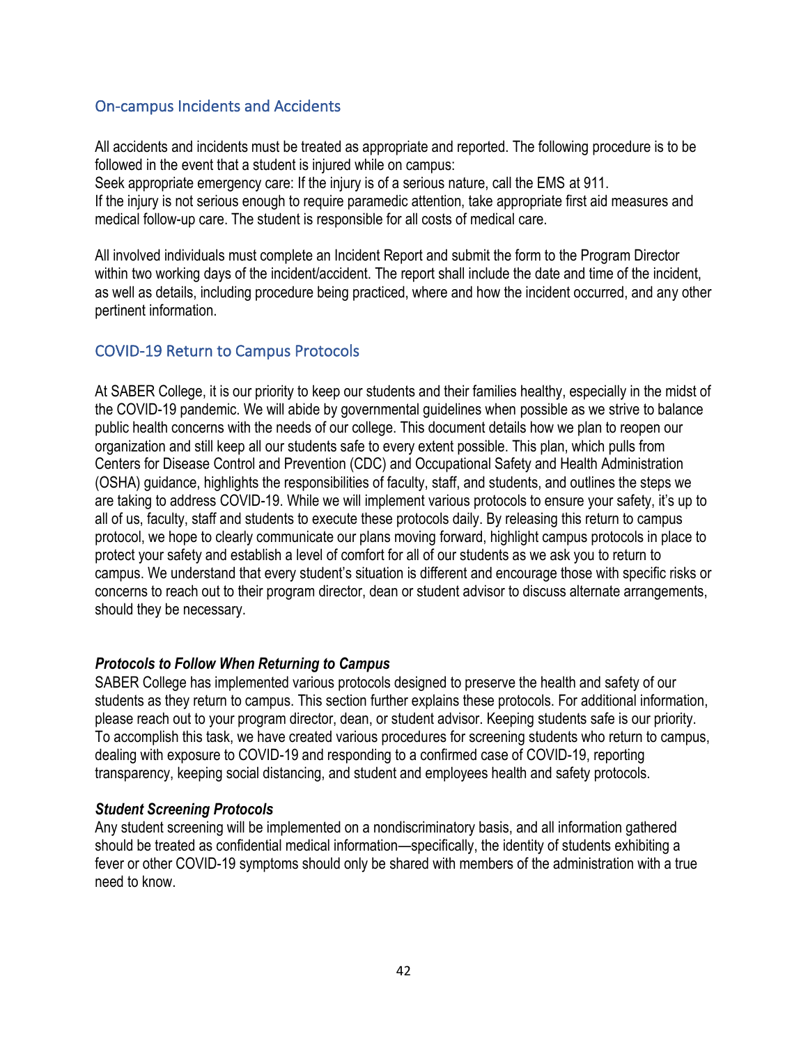## On-campus Incidents and Accidents

All accidents and incidents must be treated as appropriate and reported. The following procedure is to be followed in the event that a student is injured while on campus:
Seek appropriate emergency care: If the injury is of a serious nature, call the EMS at 911.
If the injury is not serious enough to require paramedic attention, take appropriate first aid measures and medical follow-up care. The student is responsible for all costs of medical care.

All involved individuals must complete an Incident Report and submit the form to the Program Director within two working days of the incident/accident. The report shall include the date and time of the incident, as well as details, including procedure being practiced, where and how the incident occurred, and any other pertinent information.

## COVID-19 Return to Campus Protocols

At SABER College, it is our priority to keep our students and their families healthy, especially in the midst of the COVID-19 pandemic. We will abide by governmental guidelines when possible as we strive to balance public health concerns with the needs of our college. This document details how we plan to reopen our organization and still keep all our students safe to every extent possible. This plan, which pulls from Centers for Disease Control and Prevention (CDC) and Occupational Safety and Health Administration (OSHA) guidance, highlights the responsibilities of faculty, staff, and students, and outlines the steps we are taking to address COVID-19. While we will implement various protocols to ensure your safety, it's up to all of us, faculty, staff and students to execute these protocols daily. By releasing this return to campus protocol, we hope to clearly communicate our plans moving forward, highlight campus protocols in place to protect your safety and establish a level of comfort for all of our students as we ask you to return to campus. We understand that every student's situation is different and encourage those with specific risks or concerns to reach out to their program director, dean or student advisor to discuss alternate arrangements, should they be necessary.

***Protocols to Follow When Returning to Campus***

SABER College has implemented various protocols designed to preserve the health and safety of our students as they return to campus. This section further explains these protocols. For additional information, please reach out to your program director, dean, or student advisor. Keeping students safe is our priority. To accomplish this task, we have created various procedures for screening students who return to campus, dealing with exposure to COVID-19 and responding to a confirmed case of COVID-19, reporting transparency, keeping social distancing, and student and employees health and safety protocols.

***Student Screening Protocols***

Any student screening will be implemented on a nondiscriminatory basis, and all information gathered should be treated as confidential medical information—specifically, the identity of students exhibiting a fever or other COVID-19 symptoms should only be shared with members of the administration with a true need to know.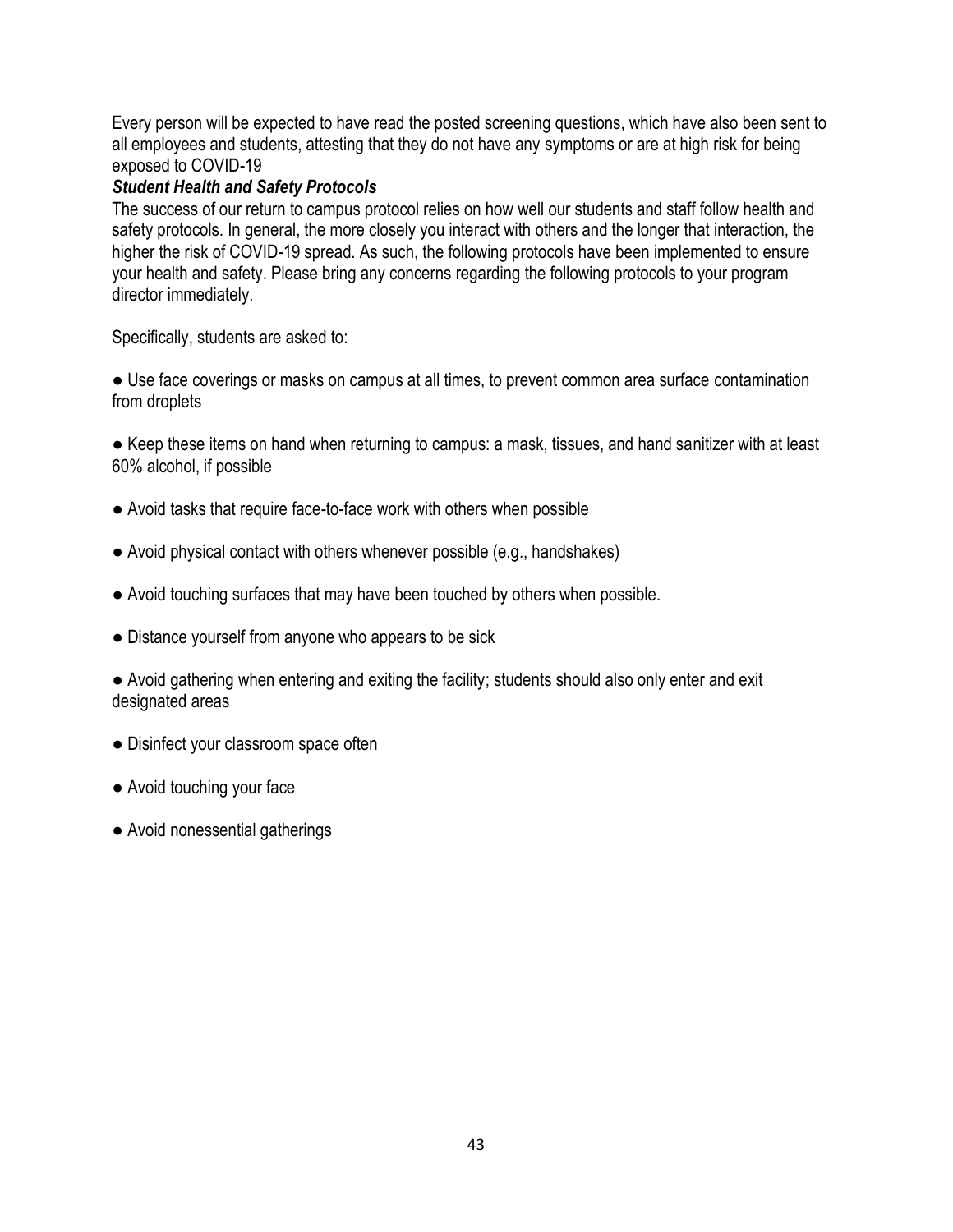Every person will be expected to have read the posted screening questions, which have also been sent to all employees and students, attesting that they do not have any symptoms or are at high risk for being exposed to COVID-19

***Student Health and Safety Protocols***

The success of our return to campus protocol relies on how well our students and staff follow health and safety protocols. In general, the more closely you interact with others and the longer that interaction, the higher the risk of COVID-19 spread. As such, the following protocols have been implemented to ensure your health and safety. Please bring any concerns regarding the following protocols to your program director immediately.

Specifically, students are asked to:

- Use face coverings or masks on campus at all times, to prevent common area surface contamination from droplets
- Keep these items on hand when returning to campus: a mask, tissues, and hand sanitizer with at least 60% alcohol, if possible
- Avoid tasks that require face-to-face work with others when possible
- Avoid physical contact with others whenever possible (e.g., handshakes)
- Avoid touching surfaces that may have been touched by others when possible.
- Distance yourself from anyone who appears to be sick
- Avoid gathering when entering and exiting the facility; students should also only enter and exit designated areas
- Disinfect your classroom space often
- Avoid touching your face
- Avoid nonessential gatherings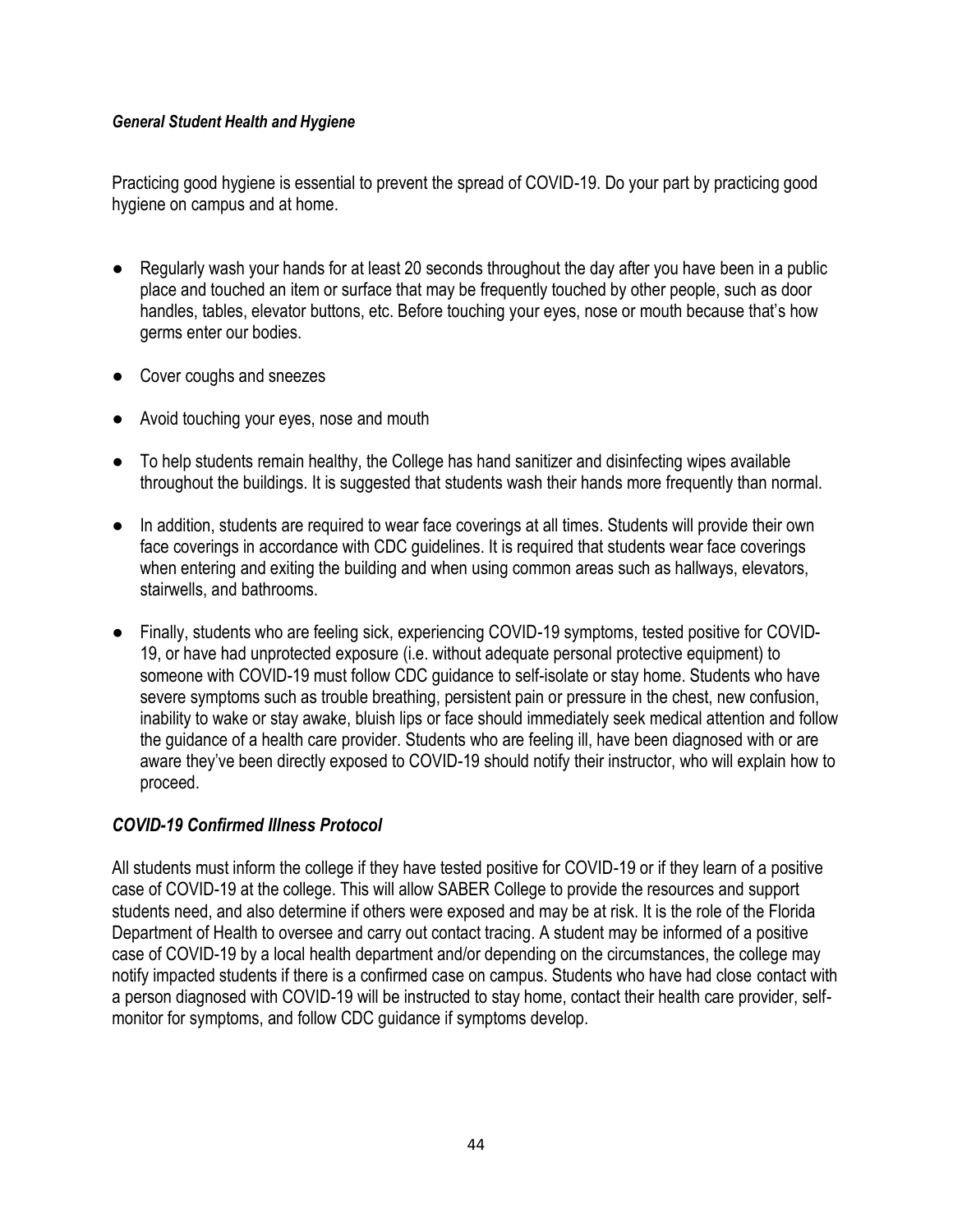***General Student Health and Hygiene***

Practicing good hygiene is essential to prevent the spread of COVID-19. Do your part by practicing good hygiene on campus and at home.

- Regularly wash your hands for at least 20 seconds throughout the day after you have been in a public place and touched an item or surface that may be frequently touched by other people, such as door handles, tables, elevator buttons, etc. Before touching your eyes, nose or mouth because that's how germs enter our bodies.
- Cover coughs and sneezes
- Avoid touching your eyes, nose and mouth
- To help students remain healthy, the College has hand sanitizer and disinfecting wipes available throughout the buildings. It is suggested that students wash their hands more frequently than normal.
- In addition, students are required to wear face coverings at all times. Students will provide their own face coverings in accordance with CDC guidelines. It is required that students wear face coverings when entering and exiting the building and when using common areas such as hallways, elevators, stairwells, and bathrooms.
- Finally, students who are feeling sick, experiencing COVID-19 symptoms, tested positive for COVID-19, or have had unprotected exposure (i.e. without adequate personal protective equipment) to someone with COVID-19 must follow CDC guidance to self-isolate or stay home. Students who have severe symptoms such as trouble breathing, persistent pain or pressure in the chest, new confusion, inability to wake or stay awake, bluish lips or face should immediately seek medical attention and follow the guidance of a health care provider. Students who are feeling ill, have been diagnosed with or are aware they've been directly exposed to COVID-19 should notify their instructor, who will explain how to proceed.

***COVID-19 Confirmed Illness Protocol***

All students must inform the college if they have tested positive for COVID-19 or if they learn of a positive case of COVID-19 at the college. This will allow SABER College to provide the resources and support students need, and also determine if others were exposed and may be at risk. It is the role of the Florida Department of Health to oversee and carry out contact tracing. A student may be informed of a positive case of COVID-19 by a local health department and/or depending on the circumstances, the college may notify impacted students if there is a confirmed case on campus. Students who have had close contact with a person diagnosed with COVID-19 will be instructed to stay home, contact their health care provider, self-monitor for symptoms, and follow CDC guidance if symptoms develop.